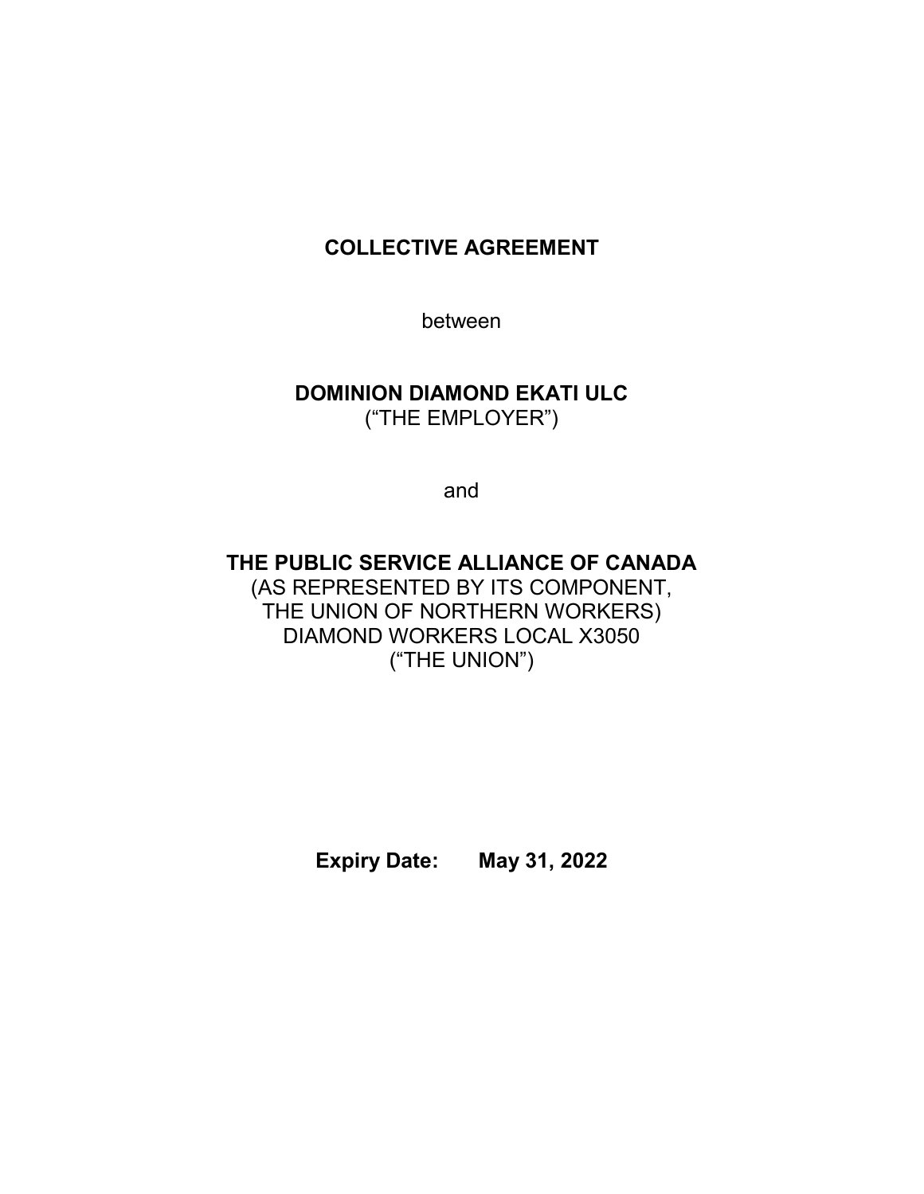# COLLECTIVE AGREEMENT

between

**DOMINION DIAMOND EKATI ULC**
(“THE EMPLOYER”)

and

**THE PUBLIC SERVICE ALLIANCE OF CANADA**
(AS REPRESENTED BY ITS COMPONENT,
THE UNION OF NORTHERN WORKERS)
DIAMOND WORKERS LOCAL X3050
(“THE UNION”)

**Expiry Date: May 31, 2022**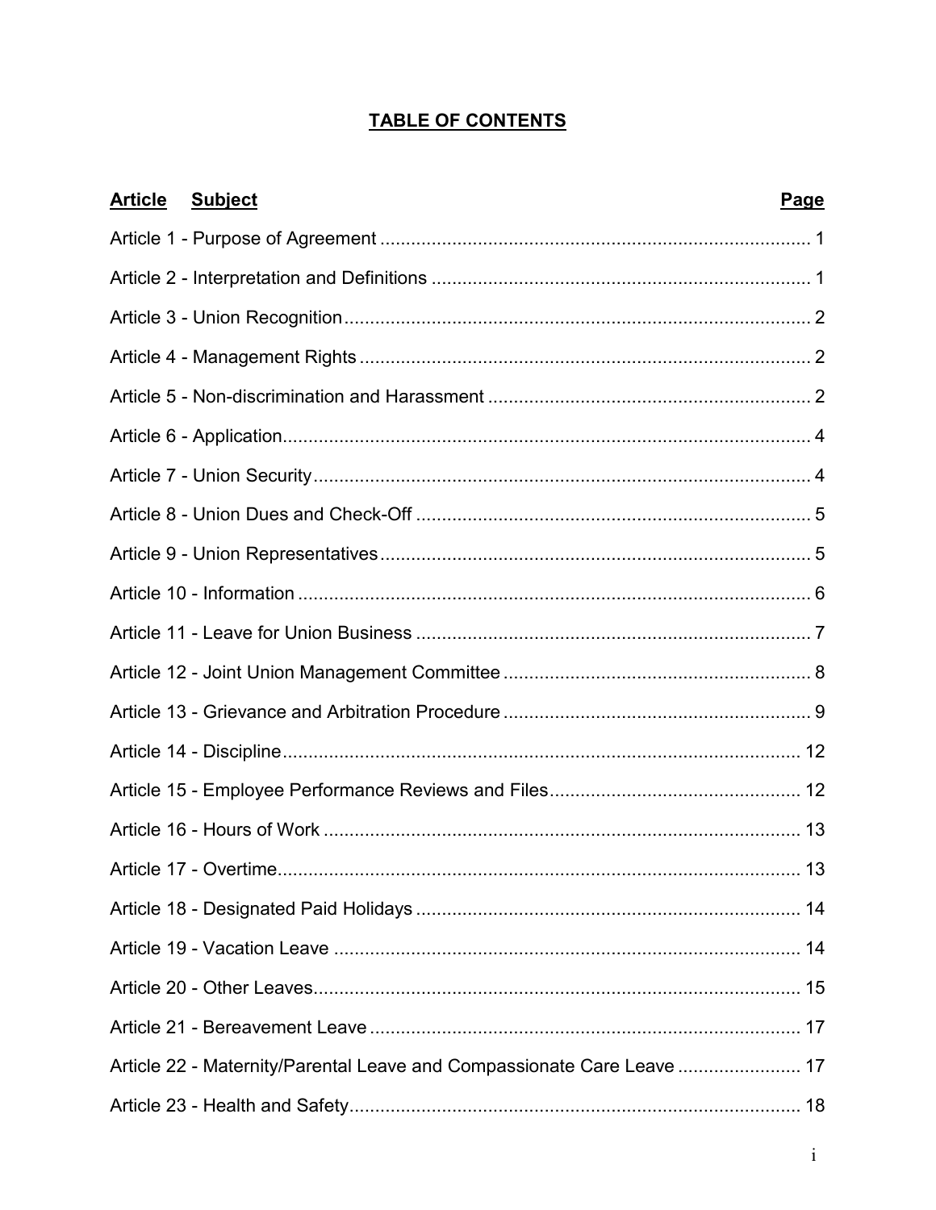# TABLE OF CONTENTS

| Article Subject | Page |
|---|---|
| Article 1 - Purpose of Agreement | 1 |
| Article 2 - Interpretation and Definitions | 1 |
| Article 3 - Union Recognition | 2 |
| Article 4 - Management Rights | 2 |
| Article 5 - Non-discrimination and Harassment | 2 |
| Article 6 - Application | 4 |
| Article 7 - Union Security | 4 |
| Article 8 - Union Dues and Check-Off | 5 |
| Article 9 - Union Representatives | 5 |
| Article 10 - Information | 6 |
| Article 11 - Leave for Union Business | 7 |
| Article 12 - Joint Union Management Committee | 8 |
| Article 13 - Grievance and Arbitration Procedure | 9 |
| Article 14 - Discipline | 12 |
| Article 15 - Employee Performance Reviews and Files | 12 |
| Article 16 - Hours of Work | 13 |
| Article 17 - Overtime | 13 |
| Article 18 - Designated Paid Holidays | 14 |
| Article 19 - Vacation Leave | 14 |
| Article 20 - Other Leaves | 15 |
| Article 21 - Bereavement Leave | 17 |
| Article 22 - Maternity/Parental Leave and Compassionate Care Leave | 17 |
| Article 23 - Health and Safety | 18 |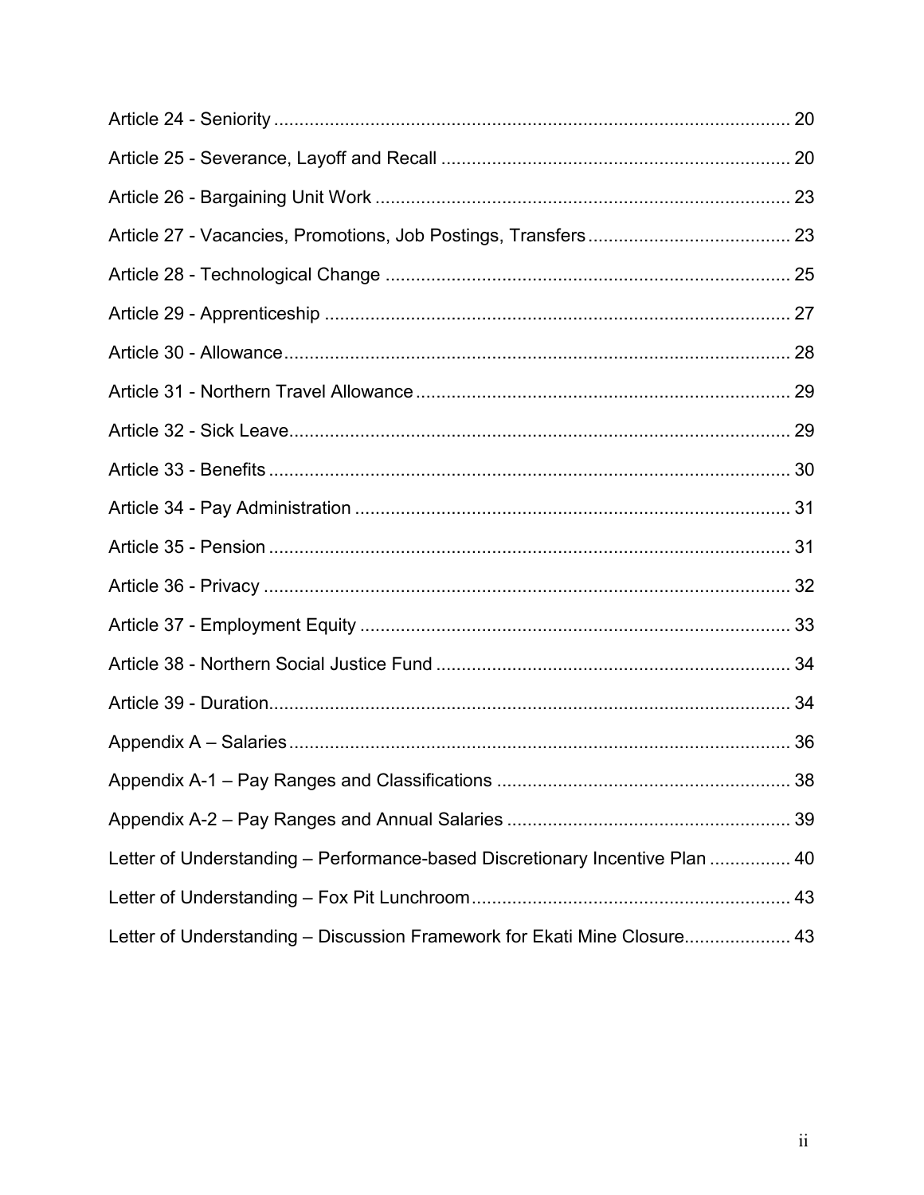Article 24 - Seniority ..................................................................................................... 20

Article 25 - Severance, Layoff and Recall .................................................................... 20

Article 26 - Bargaining Unit Work ................................................................................. 23

Article 27 - Vacancies, Promotions, Job Postings, Transfers ....................................... 23

Article 28 - Technological Change ............................................................................... 25

Article 29 - Apprenticeship ........................................................................................... 27

Article 30 - Allowance ................................................................................................... 28

Article 31 - Northern Travel Allowance ......................................................................... 29

Article 32 - Sick Leave .................................................................................................. 29

Article 33 - Benefits ...................................................................................................... 30

Article 34 - Pay Administration ..................................................................................... 31

Article 35 - Pension ...................................................................................................... 31

Article 36 - Privacy ....................................................................................................... 32

Article 37 - Employment Equity .................................................................................... 33

Article 38 - Northern Social Justice Fund ..................................................................... 34

Article 39 - Duration ...................................................................................................... 34

Appendix A – Salaries .................................................................................................. 36

Appendix A-1 – Pay Ranges and Classifications ......................................................... 38

Appendix A-2 – Pay Ranges and Annual Salaries ....................................................... 39

Letter of Understanding – Performance-based Discretionary Incentive Plan ................ 40

Letter of Understanding – Fox Pit Lunchroom .............................................................. 43

Letter of Understanding – Discussion Framework for Ekati Mine Closure ..................... 43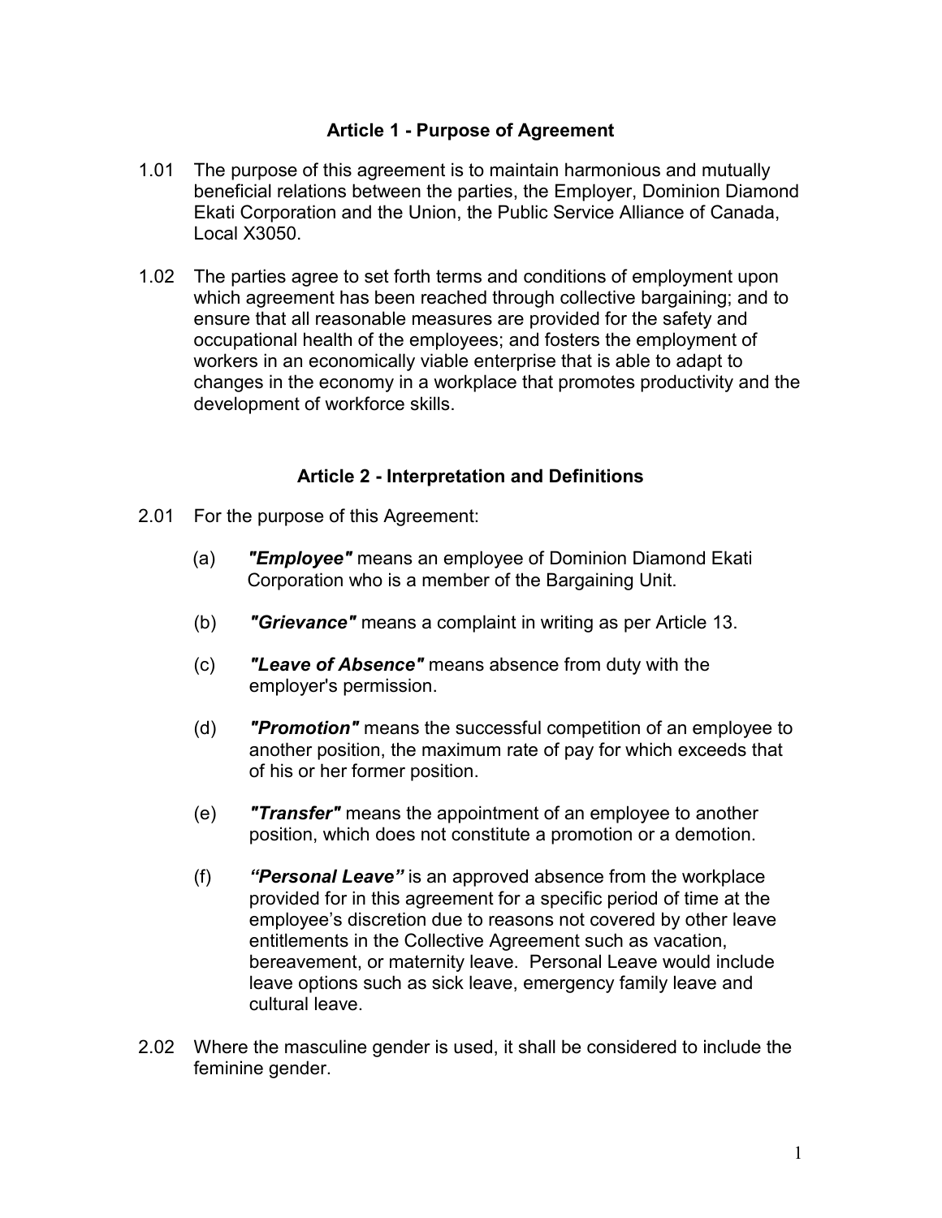## Article 1 - Purpose of Agreement

1.01 The purpose of this agreement is to maintain harmonious and mutually beneficial relations between the parties, the Employer, Dominion Diamond Ekati Corporation and the Union, the Public Service Alliance of Canada, Local X3050.

1.02 The parties agree to set forth terms and conditions of employment upon which agreement has been reached through collective bargaining; and to ensure that all reasonable measures are provided for the safety and occupational health of the employees; and fosters the employment of workers in an economically viable enterprise that is able to adapt to changes in the economy in a workplace that promotes productivity and the development of workforce skills.

## Article 2 - Interpretation and Definitions

2.01 For the purpose of this Agreement:

(a) ***"Employee"*** means an employee of Dominion Diamond Ekati Corporation who is a member of the Bargaining Unit.

(b) ***"Grievance"*** means a complaint in writing as per Article 13.

(c) ***"Leave of Absence"*** means absence from duty with the employer's permission.

(d) ***"Promotion"*** means the successful competition of an employee to another position, the maximum rate of pay for which exceeds that of his or her former position.

(e) ***"Transfer"*** means the appointment of an employee to another position, which does not constitute a promotion or a demotion.

(f) ***"Personal Leave"*** is an approved absence from the workplace provided for in this agreement for a specific period of time at the employee's discretion due to reasons not covered by other leave entitlements in the Collective Agreement such as vacation, bereavement, or maternity leave. Personal Leave would include leave options such as sick leave, emergency family leave and cultural leave.

2.02 Where the masculine gender is used, it shall be considered to include the feminine gender.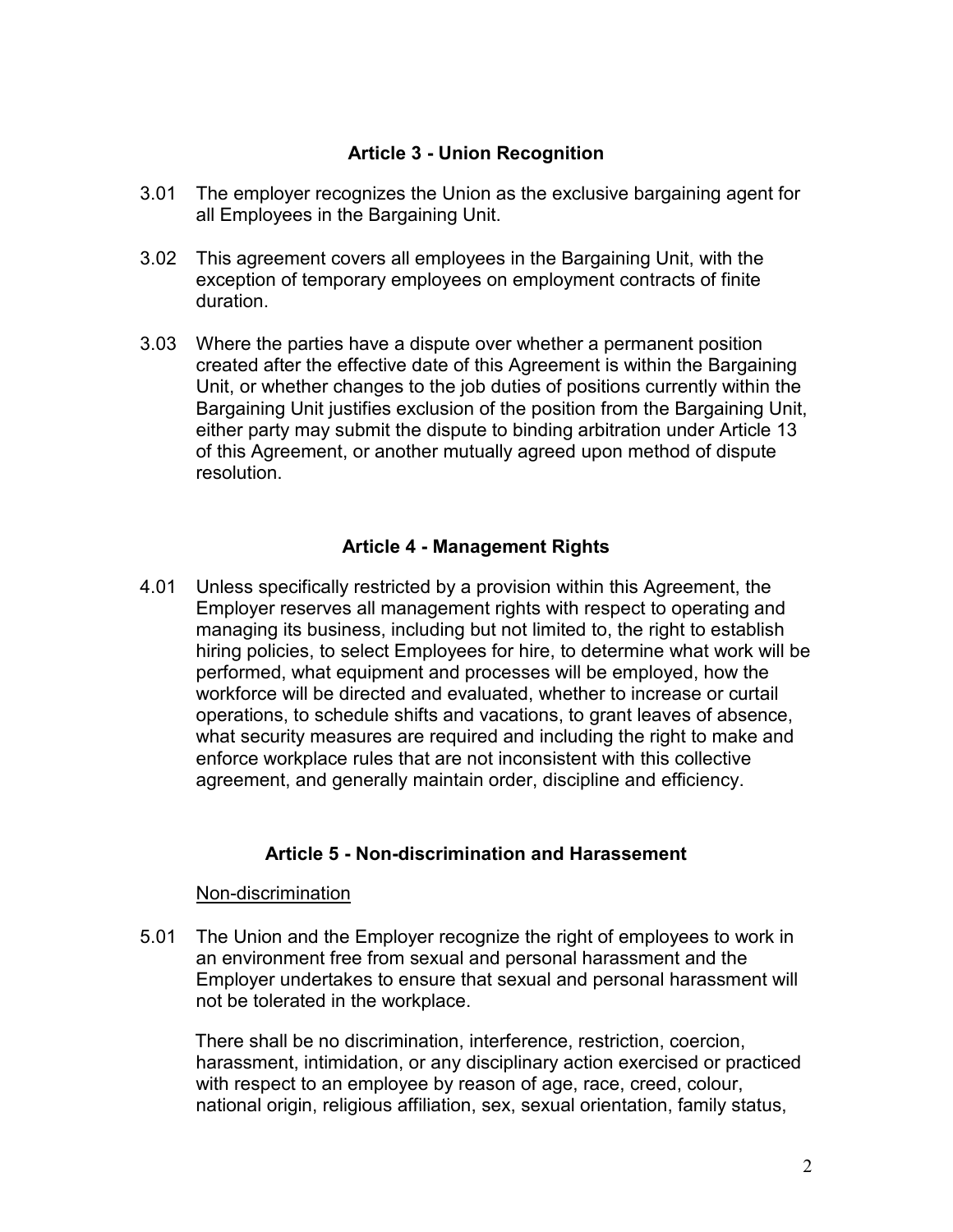## Article 3 - Union Recognition

3.01 The employer recognizes the Union as the exclusive bargaining agent for all Employees in the Bargaining Unit.

3.02 This agreement covers all employees in the Bargaining Unit, with the exception of temporary employees on employment contracts of finite duration.

3.03 Where the parties have a dispute over whether a permanent position created after the effective date of this Agreement is within the Bargaining Unit, or whether changes to the job duties of positions currently within the Bargaining Unit justifies exclusion of the position from the Bargaining Unit, either party may submit the dispute to binding arbitration under Article 13 of this Agreement, or another mutually agreed upon method of dispute resolution.

## Article 4 - Management Rights

4.01 Unless specifically restricted by a provision within this Agreement, the Employer reserves all management rights with respect to operating and managing its business, including but not limited to, the right to establish hiring policies, to select Employees for hire, to determine what work will be performed, what equipment and processes will be employed, how the workforce will be directed and evaluated, whether to increase or curtail operations, to schedule shifts and vacations, to grant leaves of absence, what security measures are required and including the right to make and enforce workplace rules that are not inconsistent with this collective agreement, and generally maintain order, discipline and efficiency.

## Article 5 - Non-discrimination and Harassement

Non-discrimination

5.01 The Union and the Employer recognize the right of employees to work in an environment free from sexual and personal harassment and the Employer undertakes to ensure that sexual and personal harassment will not be tolerated in the workplace.

There shall be no discrimination, interference, restriction, coercion, harassment, intimidation, or any disciplinary action exercised or practiced with respect to an employee by reason of age, race, creed, colour, national origin, religious affiliation, sex, sexual orientation, family status,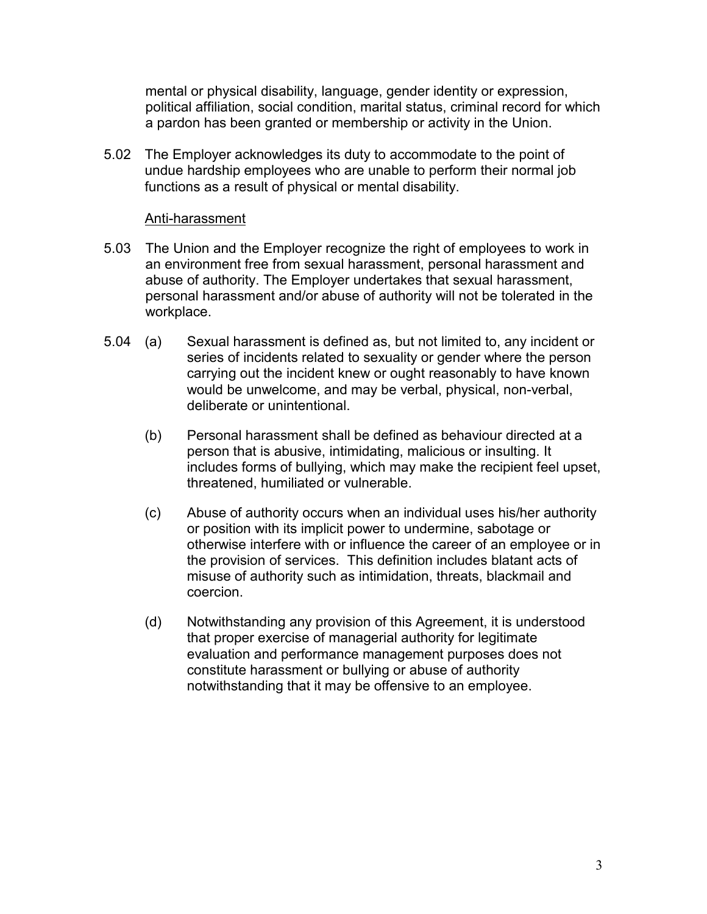mental or physical disability, language, gender identity or expression, political affiliation, social condition, marital status, criminal record for which a pardon has been granted or membership or activity in the Union.

5.02 The Employer acknowledges its duty to accommodate to the point of undue hardship employees who are unable to perform their normal job functions as a result of physical or mental disability.

<u>Anti-harassment</u>

5.03 The Union and the Employer recognize the right of employees to work in an environment free from sexual harassment, personal harassment and abuse of authority. The Employer undertakes that sexual harassment, personal harassment and/or abuse of authority will not be tolerated in the workplace.

5.04 (a) Sexual harassment is defined as, but not limited to, any incident or series of incidents related to sexuality or gender where the person carrying out the incident knew or ought reasonably to have known would be unwelcome, and may be verbal, physical, non-verbal, deliberate or unintentional.

(b) Personal harassment shall be defined as behaviour directed at a person that is abusive, intimidating, malicious or insulting. It includes forms of bullying, which may make the recipient feel upset, threatened, humiliated or vulnerable.

(c) Abuse of authority occurs when an individual uses his/her authority or position with its implicit power to undermine, sabotage or otherwise interfere with or influence the career of an employee or in the provision of services. This definition includes blatant acts of misuse of authority such as intimidation, threats, blackmail and coercion.

(d) Notwithstanding any provision of this Agreement, it is understood that proper exercise of managerial authority for legitimate evaluation and performance management purposes does not constitute harassment or bullying or abuse of authority notwithstanding that it may be offensive to an employee.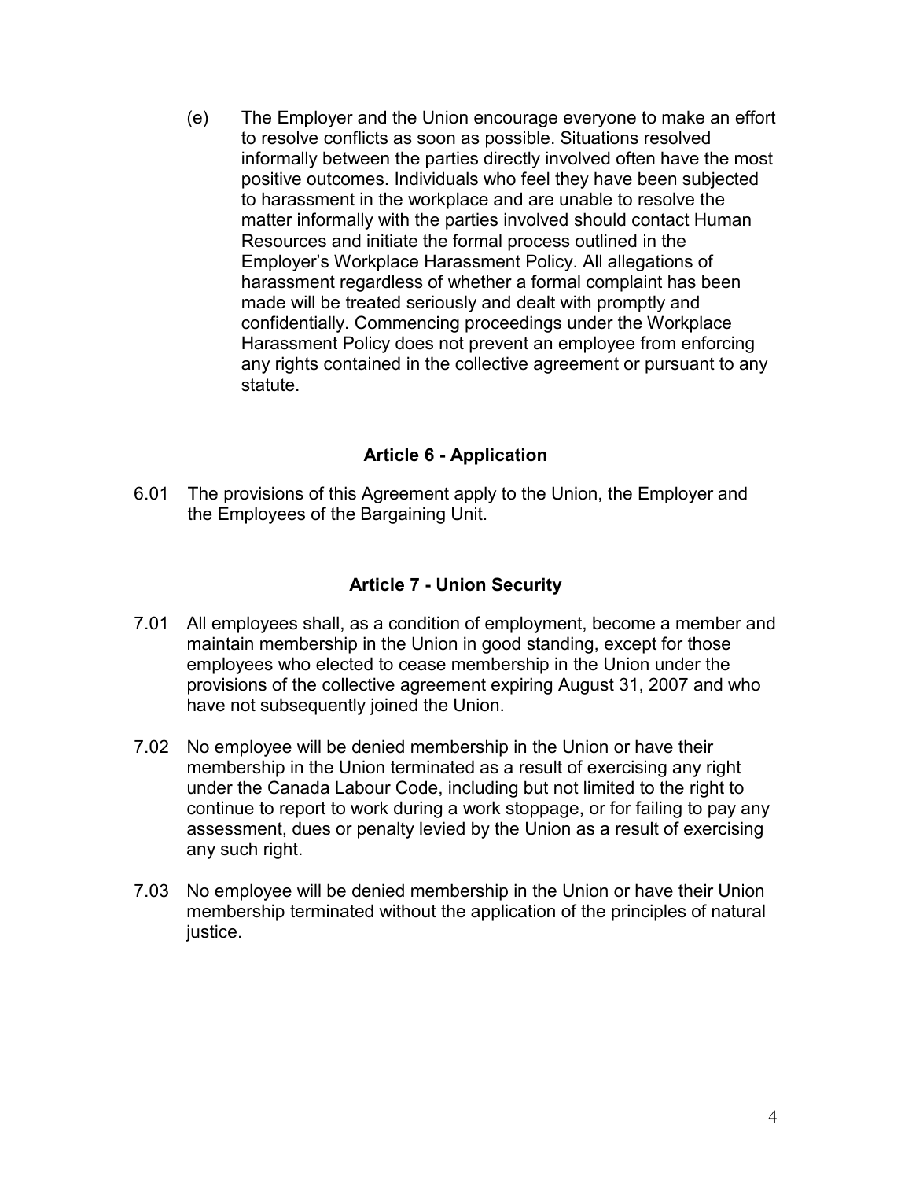(e) The Employer and the Union encourage everyone to make an effort to resolve conflicts as soon as possible. Situations resolved informally between the parties directly involved often have the most positive outcomes. Individuals who feel they have been subjected to harassment in the workplace and are unable to resolve the matter informally with the parties involved should contact Human Resources and initiate the formal process outlined in the Employer's Workplace Harassment Policy. All allegations of harassment regardless of whether a formal complaint has been made will be treated seriously and dealt with promptly and confidentially. Commencing proceedings under the Workplace Harassment Policy does not prevent an employee from enforcing any rights contained in the collective agreement or pursuant to any statute.

## Article 6 - Application

6.01 The provisions of this Agreement apply to the Union, the Employer and the Employees of the Bargaining Unit.

## Article 7 - Union Security

7.01 All employees shall, as a condition of employment, become a member and maintain membership in the Union in good standing, except for those employees who elected to cease membership in the Union under the provisions of the collective agreement expiring August 31, 2007 and who have not subsequently joined the Union.

7.02 No employee will be denied membership in the Union or have their membership in the Union terminated as a result of exercising any right under the Canada Labour Code, including but not limited to the right to continue to report to work during a work stoppage, or for failing to pay any assessment, dues or penalty levied by the Union as a result of exercising any such right.

7.03 No employee will be denied membership in the Union or have their Union membership terminated without the application of the principles of natural justice.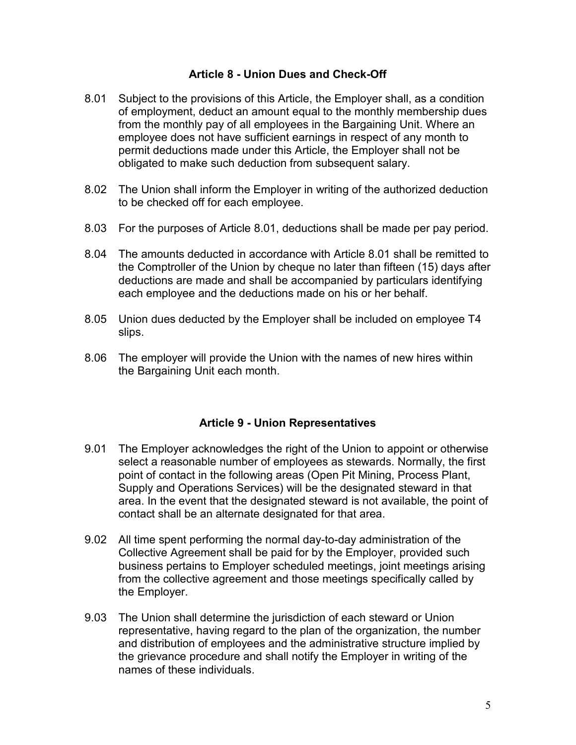## Article 8 - Union Dues and Check-Off

8.01 Subject to the provisions of this Article, the Employer shall, as a condition of employment, deduct an amount equal to the monthly membership dues from the monthly pay of all employees in the Bargaining Unit. Where an employee does not have sufficient earnings in respect of any month to permit deductions made under this Article, the Employer shall not be obligated to make such deduction from subsequent salary.

8.02 The Union shall inform the Employer in writing of the authorized deduction to be checked off for each employee.

8.03 For the purposes of Article 8.01, deductions shall be made per pay period.

8.04 The amounts deducted in accordance with Article 8.01 shall be remitted to the Comptroller of the Union by cheque no later than fifteen (15) days after deductions are made and shall be accompanied by particulars identifying each employee and the deductions made on his or her behalf.

8.05 Union dues deducted by the Employer shall be included on employee T4 slips.

8.06 The employer will provide the Union with the names of new hires within the Bargaining Unit each month.

## Article 9 - Union Representatives

9.01 The Employer acknowledges the right of the Union to appoint or otherwise select a reasonable number of employees as stewards. Normally, the first point of contact in the following areas (Open Pit Mining, Process Plant, Supply and Operations Services) will be the designated steward in that area. In the event that the designated steward is not available, the point of contact shall be an alternate designated for that area.

9.02 All time spent performing the normal day-to-day administration of the Collective Agreement shall be paid for by the Employer, provided such business pertains to Employer scheduled meetings, joint meetings arising from the collective agreement and those meetings specifically called by the Employer.

9.03 The Union shall determine the jurisdiction of each steward or Union representative, having regard to the plan of the organization, the number and distribution of employees and the administrative structure implied by the grievance procedure and shall notify the Employer in writing of the names of these individuals.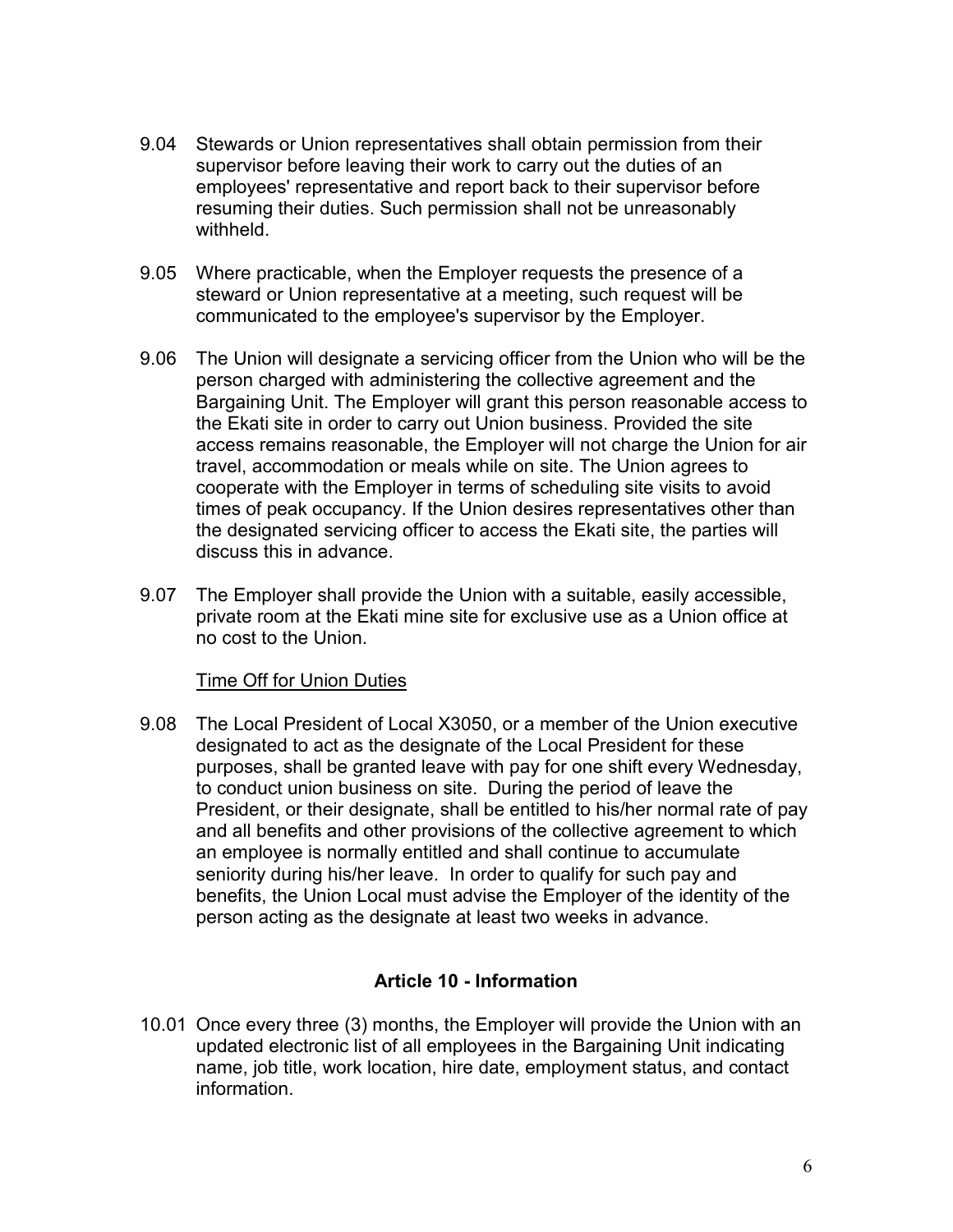9.04 Stewards or Union representatives shall obtain permission from their supervisor before leaving their work to carry out the duties of an employees' representative and report back to their supervisor before resuming their duties. Such permission shall not be unreasonably withheld.

9.05 Where practicable, when the Employer requests the presence of a steward or Union representative at a meeting, such request will be communicated to the employee's supervisor by the Employer.

9.06 The Union will designate a servicing officer from the Union who will be the person charged with administering the collective agreement and the Bargaining Unit. The Employer will grant this person reasonable access to the Ekati site in order to carry out Union business. Provided the site access remains reasonable, the Employer will not charge the Union for air travel, accommodation or meals while on site. The Union agrees to cooperate with the Employer in terms of scheduling site visits to avoid times of peak occupancy. If the Union desires representatives other than the designated servicing officer to access the Ekati site, the parties will discuss this in advance.

9.07 The Employer shall provide the Union with a suitable, easily accessible, private room at the Ekati mine site for exclusive use as a Union office at no cost to the Union.

Time Off for Union Duties

9.08 The Local President of Local X3050, or a member of the Union executive designated to act as the designate of the Local President for these purposes, shall be granted leave with pay for one shift every Wednesday, to conduct union business on site. During the period of leave the President, or their designate, shall be entitled to his/her normal rate of pay and all benefits and other provisions of the collective agreement to which an employee is normally entitled and shall continue to accumulate seniority during his/her leave. In order to qualify for such pay and benefits, the Union Local must advise the Employer of the identity of the person acting as the designate at least two weeks in advance.

## Article 10 - Information

10.01 Once every three (3) months, the Employer will provide the Union with an updated electronic list of all employees in the Bargaining Unit indicating name, job title, work location, hire date, employment status, and contact information.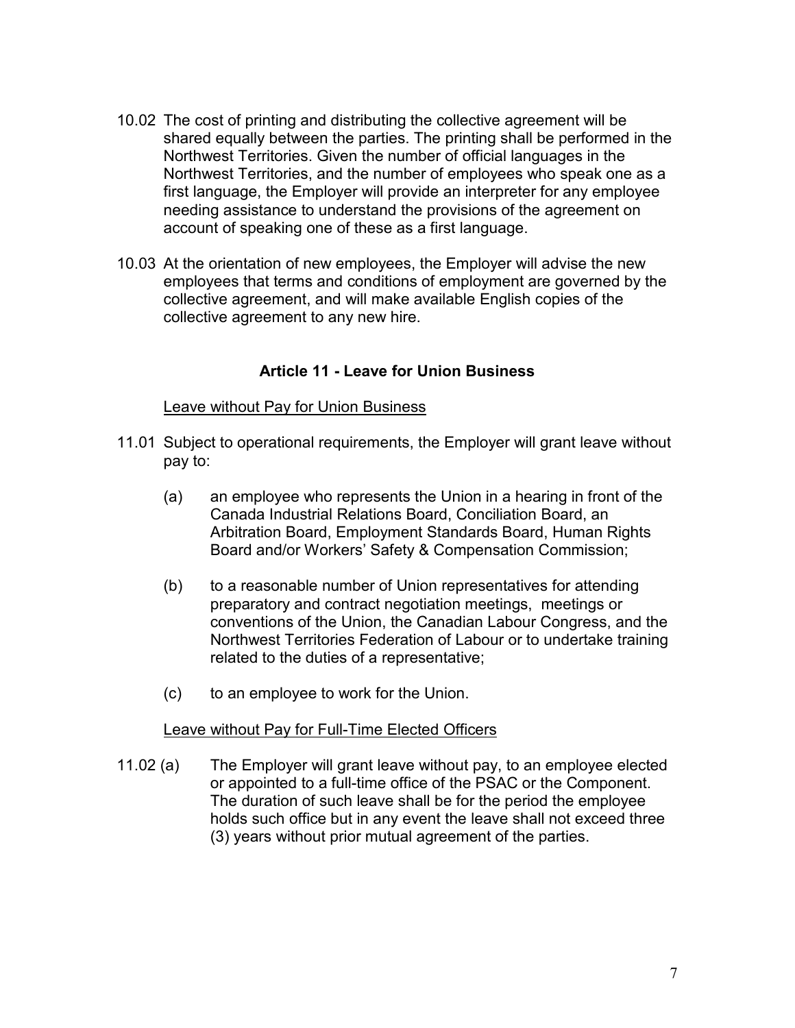10.02 The cost of printing and distributing the collective agreement will be shared equally between the parties. The printing shall be performed in the Northwest Territories. Given the number of official languages in the Northwest Territories, and the number of employees who speak one as a first language, the Employer will provide an interpreter for any employee needing assistance to understand the provisions of the agreement on account of speaking one of these as a first language.

10.03 At the orientation of new employees, the Employer will advise the new employees that terms and conditions of employment are governed by the collective agreement, and will make available English copies of the collective agreement to any new hire.

## Article 11 - Leave for Union Business

Leave without Pay for Union Business

11.01 Subject to operational requirements, the Employer will grant leave without pay to:

(a) an employee who represents the Union in a hearing in front of the Canada Industrial Relations Board, Conciliation Board, an Arbitration Board, Employment Standards Board, Human Rights Board and/or Workers' Safety & Compensation Commission;

(b) to a reasonable number of Union representatives for attending preparatory and contract negotiation meetings, meetings or conventions of the Union, the Canadian Labour Congress, and the Northwest Territories Federation of Labour or to undertake training related to the duties of a representative;

(c) to an employee to work for the Union.

Leave without Pay for Full-Time Elected Officers

11.02 (a) The Employer will grant leave without pay, to an employee elected or appointed to a full-time office of the PSAC or the Component. The duration of such leave shall be for the period the employee holds such office but in any event the leave shall not exceed three (3) years without prior mutual agreement of the parties.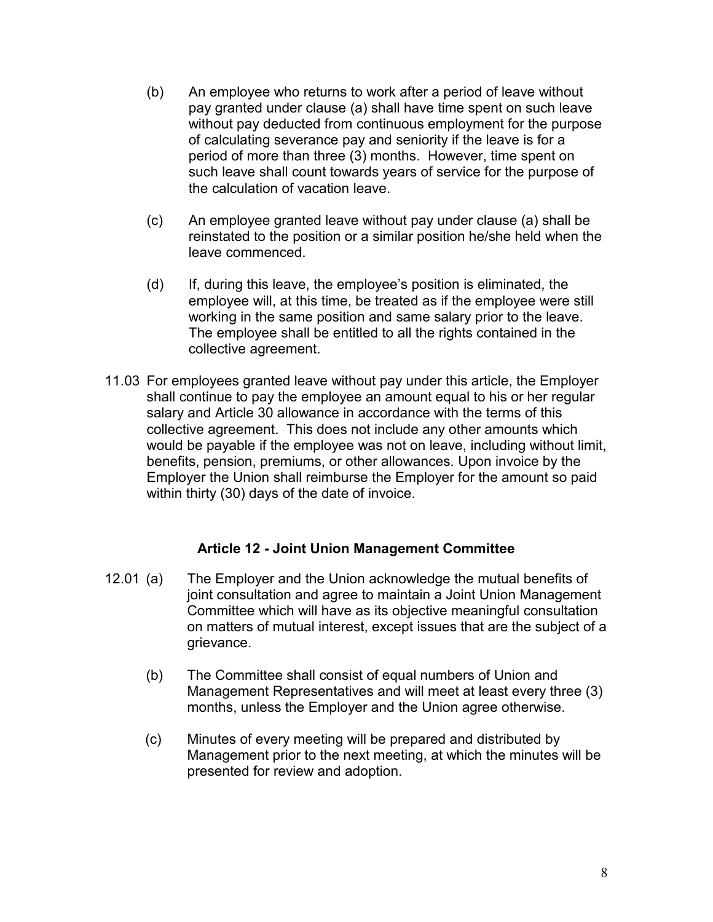(b) An employee who returns to work after a period of leave without pay granted under clause (a) shall have time spent on such leave without pay deducted from continuous employment for the purpose of calculating severance pay and seniority if the leave is for a period of more than three (3) months. However, time spent on such leave shall count towards years of service for the purpose of the calculation of vacation leave.

(c) An employee granted leave without pay under clause (a) shall be reinstated to the position or a similar position he/she held when the leave commenced.

(d) If, during this leave, the employee's position is eliminated, the employee will, at this time, be treated as if the employee were still working in the same position and same salary prior to the leave. The employee shall be entitled to all the rights contained in the collective agreement.

11.03 For employees granted leave without pay under this article, the Employer shall continue to pay the employee an amount equal to his or her regular salary and Article 30 allowance in accordance with the terms of this collective agreement. This does not include any other amounts which would be payable if the employee was not on leave, including without limit, benefits, pension, premiums, or other allowances. Upon invoice by the Employer the Union shall reimburse the Employer for the amount so paid within thirty (30) days of the date of invoice.

## Article 12 - Joint Union Management Committee

12.01 (a) The Employer and the Union acknowledge the mutual benefits of joint consultation and agree to maintain a Joint Union Management Committee which will have as its objective meaningful consultation on matters of mutual interest, except issues that are the subject of a grievance.

(b) The Committee shall consist of equal numbers of Union and Management Representatives and will meet at least every three (3) months, unless the Employer and the Union agree otherwise.

(c) Minutes of every meeting will be prepared and distributed by Management prior to the next meeting, at which the minutes will be presented for review and adoption.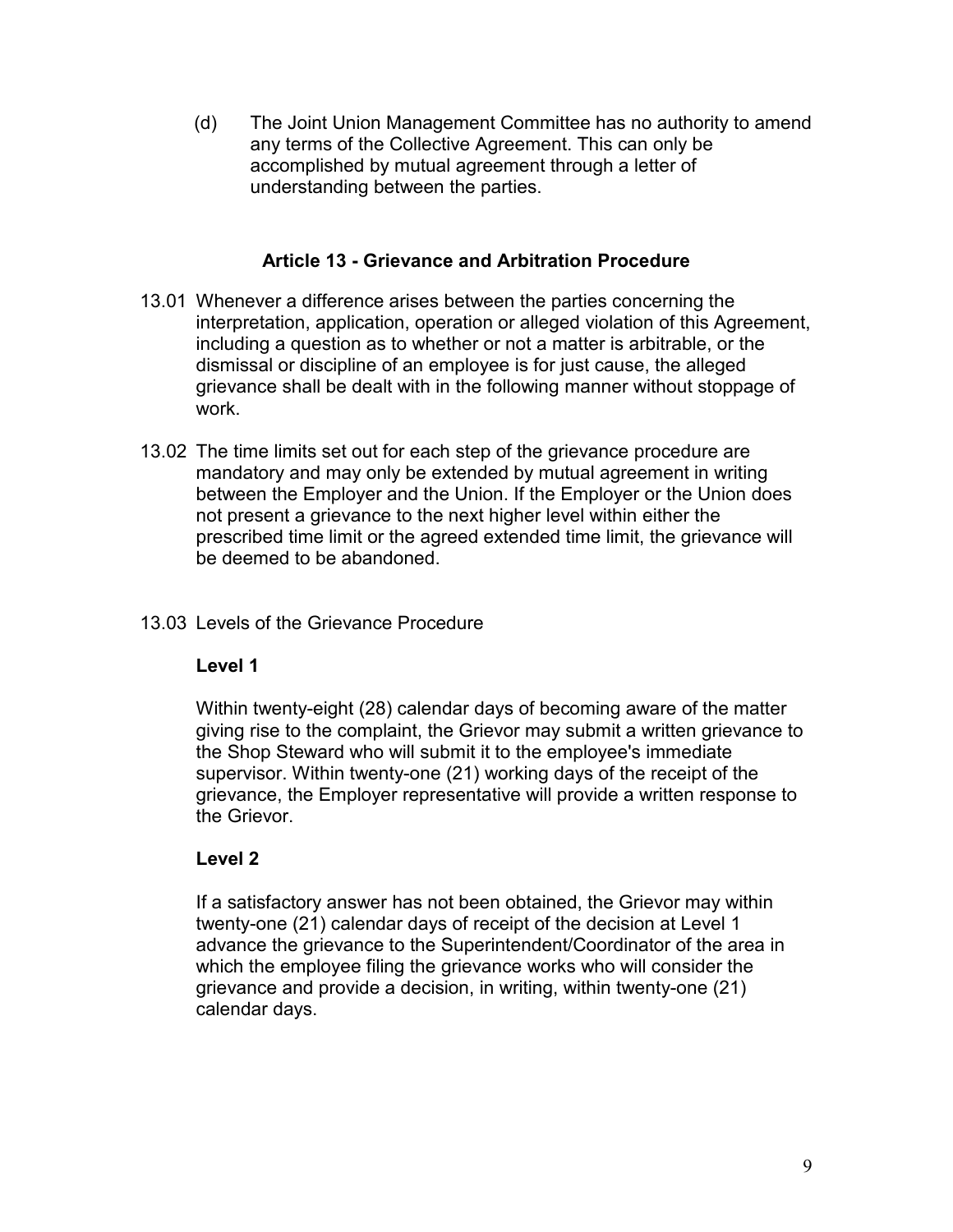(d) The Joint Union Management Committee has no authority to amend any terms of the Collective Agreement. This can only be accomplished by mutual agreement through a letter of understanding between the parties.

## Article 13 - Grievance and Arbitration Procedure

13.01 Whenever a difference arises between the parties concerning the interpretation, application, operation or alleged violation of this Agreement, including a question as to whether or not a matter is arbitrable, or the dismissal or discipline of an employee is for just cause, the alleged grievance shall be dealt with in the following manner without stoppage of work.

13.02 The time limits set out for each step of the grievance procedure are mandatory and may only be extended by mutual agreement in writing between the Employer and the Union. If the Employer or the Union does not present a grievance to the next higher level within either the prescribed time limit or the agreed extended time limit, the grievance will be deemed to be abandoned.

13.03 Levels of the Grievance Procedure

**Level 1**

Within twenty-eight (28) calendar days of becoming aware of the matter giving rise to the complaint, the Grievor may submit a written grievance to the Shop Steward who will submit it to the employee's immediate supervisor. Within twenty-one (21) working days of the receipt of the grievance, the Employer representative will provide a written response to the Grievor.

**Level 2**

If a satisfactory answer has not been obtained, the Grievor may within twenty-one (21) calendar days of receipt of the decision at Level 1 advance the grievance to the Superintendent/Coordinator of the area in which the employee filing the grievance works who will consider the grievance and provide a decision, in writing, within twenty-one (21) calendar days.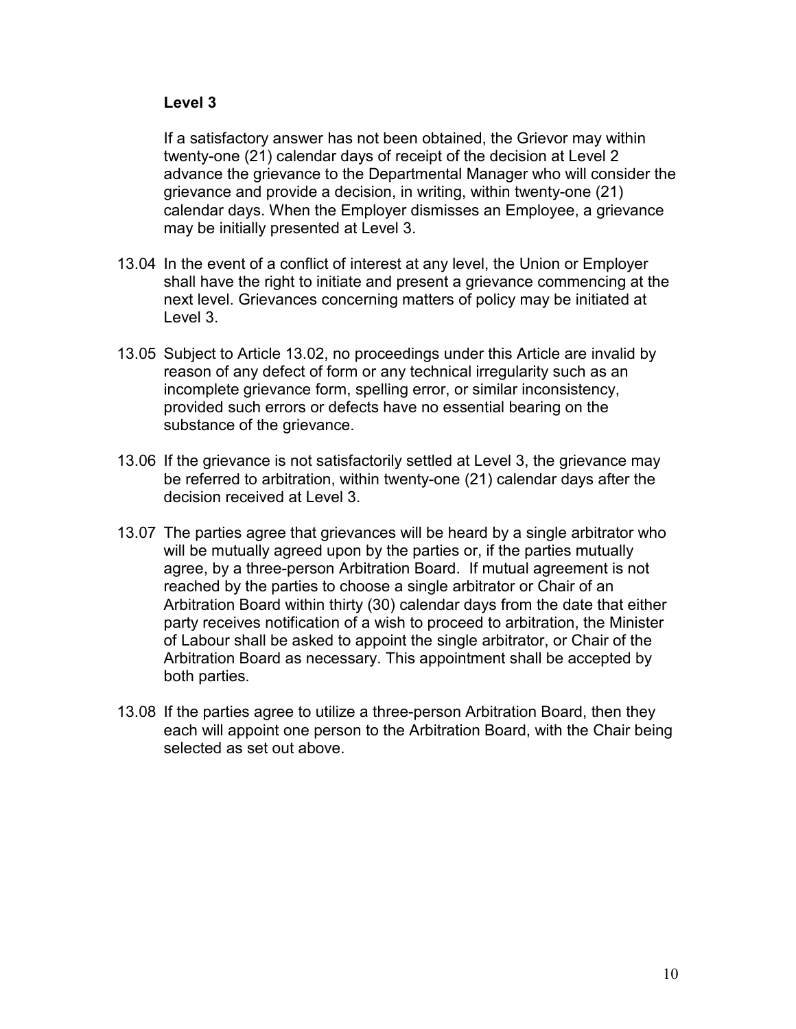**Level 3**

If a satisfactory answer has not been obtained, the Grievor may within twenty-one (21) calendar days of receipt of the decision at Level 2 advance the grievance to the Departmental Manager who will consider the grievance and provide a decision, in writing, within twenty-one (21) calendar days. When the Employer dismisses an Employee, a grievance may be initially presented at Level 3.

13.04 In the event of a conflict of interest at any level, the Union or Employer shall have the right to initiate and present a grievance commencing at the next level. Grievances concerning matters of policy may be initiated at Level 3.

13.05 Subject to Article 13.02, no proceedings under this Article are invalid by reason of any defect of form or any technical irregularity such as an incomplete grievance form, spelling error, or similar inconsistency, provided such errors or defects have no essential bearing on the substance of the grievance.

13.06 If the grievance is not satisfactorily settled at Level 3, the grievance may be referred to arbitration, within twenty-one (21) calendar days after the decision received at Level 3.

13.07 The parties agree that grievances will be heard by a single arbitrator who will be mutually agreed upon by the parties or, if the parties mutually agree, by a three-person Arbitration Board. If mutual agreement is not reached by the parties to choose a single arbitrator or Chair of an Arbitration Board within thirty (30) calendar days from the date that either party receives notification of a wish to proceed to arbitration, the Minister of Labour shall be asked to appoint the single arbitrator, or Chair of the Arbitration Board as necessary. This appointment shall be accepted by both parties.

13.08 If the parties agree to utilize a three-person Arbitration Board, then they each will appoint one person to the Arbitration Board, with the Chair being selected as set out above.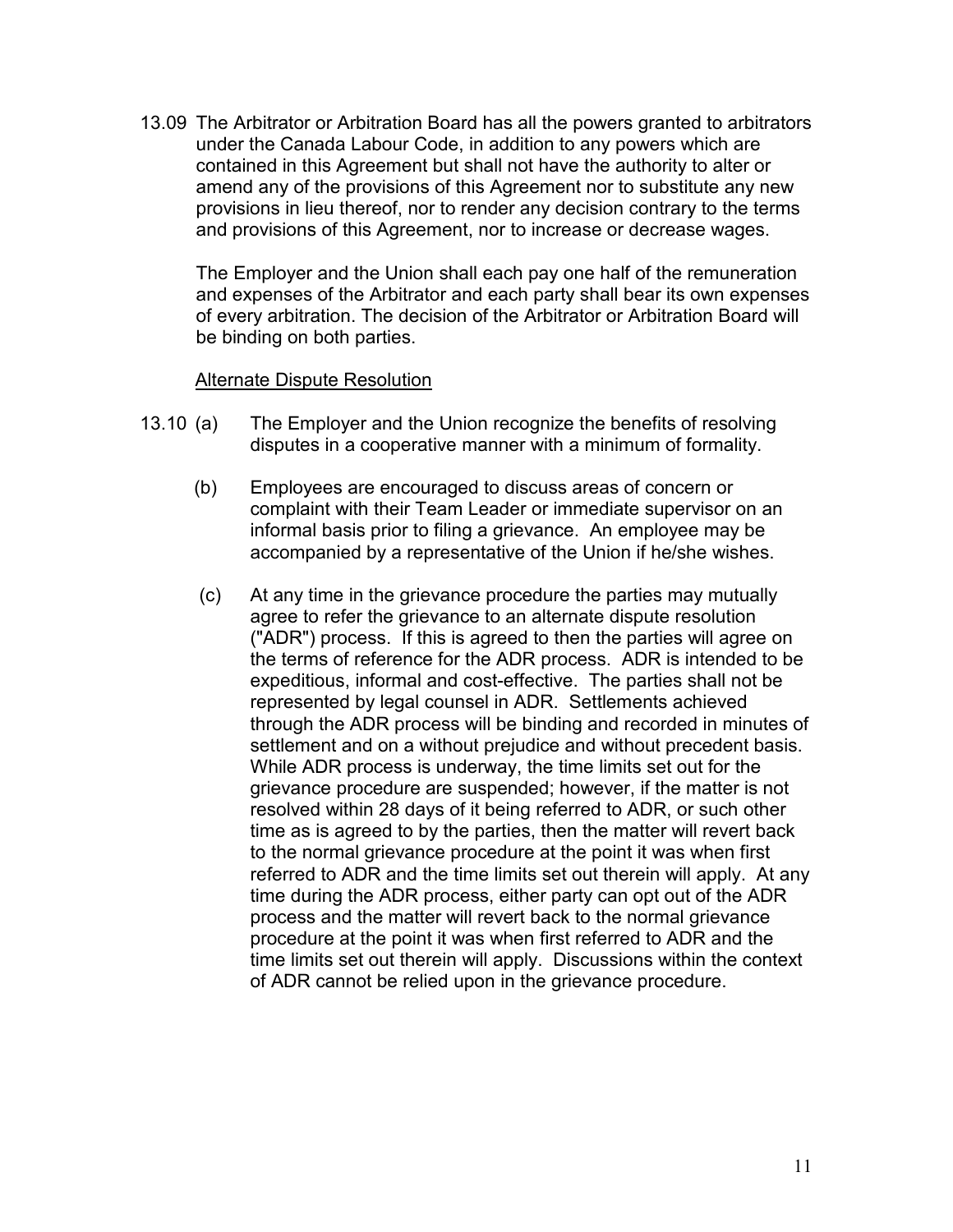13.09 The Arbitrator or Arbitration Board has all the powers granted to arbitrators under the Canada Labour Code, in addition to any powers which are contained in this Agreement but shall not have the authority to alter or amend any of the provisions of this Agreement nor to substitute any new provisions in lieu thereof, nor to render any decision contrary to the terms and provisions of this Agreement, nor to increase or decrease wages.

The Employer and the Union shall each pay one half of the remuneration and expenses of the Arbitrator and each party shall bear its own expenses of every arbitration. The decision of the Arbitrator or Arbitration Board will be binding on both parties.

<u>Alternate Dispute Resolution</u>

13.10 (a) The Employer and the Union recognize the benefits of resolving disputes in a cooperative manner with a minimum of formality.

(b) Employees are encouraged to discuss areas of concern or complaint with their Team Leader or immediate supervisor on an informal basis prior to filing a grievance. An employee may be accompanied by a representative of the Union if he/she wishes.

(c) At any time in the grievance procedure the parties may mutually agree to refer the grievance to an alternate dispute resolution ("ADR") process. If this is agreed to then the parties will agree on the terms of reference for the ADR process. ADR is intended to be expeditious, informal and cost-effective. The parties shall not be represented by legal counsel in ADR. Settlements achieved through the ADR process will be binding and recorded in minutes of settlement and on a without prejudice and without precedent basis. While ADR process is underway, the time limits set out for the grievance procedure are suspended; however, if the matter is not resolved within 28 days of it being referred to ADR, or such other time as is agreed to by the parties, then the matter will revert back to the normal grievance procedure at the point it was when first referred to ADR and the time limits set out therein will apply. At any time during the ADR process, either party can opt out of the ADR process and the matter will revert back to the normal grievance procedure at the point it was when first referred to ADR and the time limits set out therein will apply. Discussions within the context of ADR cannot be relied upon in the grievance procedure.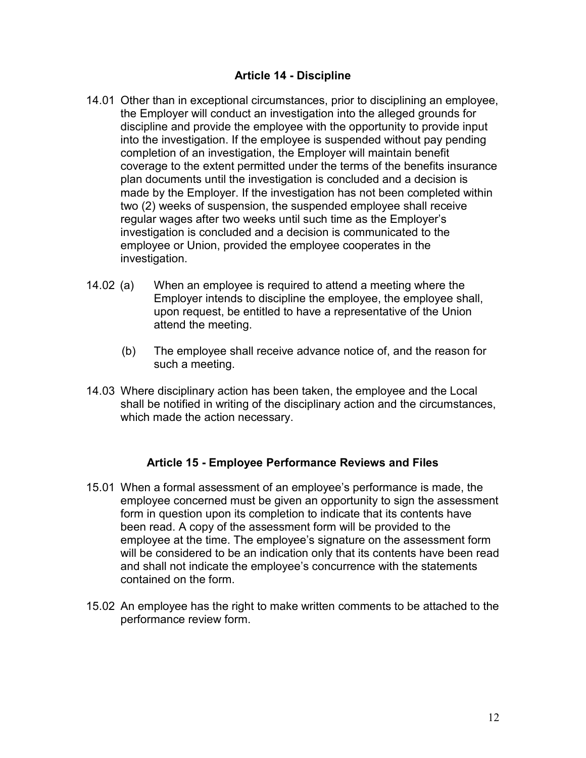## Article 14 - Discipline

14.01 Other than in exceptional circumstances, prior to disciplining an employee, the Employer will conduct an investigation into the alleged grounds for discipline and provide the employee with the opportunity to provide input into the investigation. If the employee is suspended without pay pending completion of an investigation, the Employer will maintain benefit coverage to the extent permitted under the terms of the benefits insurance plan documents until the investigation is concluded and a decision is made by the Employer. If the investigation has not been completed within two (2) weeks of suspension, the suspended employee shall receive regular wages after two weeks until such time as the Employer's investigation is concluded and a decision is communicated to the employee or Union, provided the employee cooperates in the investigation.

14.02 (a) When an employee is required to attend a meeting where the Employer intends to discipline the employee, the employee shall, upon request, be entitled to have a representative of the Union attend the meeting.

(b) The employee shall receive advance notice of, and the reason for such a meeting.

14.03 Where disciplinary action has been taken, the employee and the Local shall be notified in writing of the disciplinary action and the circumstances, which made the action necessary.

## Article 15 - Employee Performance Reviews and Files

15.01 When a formal assessment of an employee's performance is made, the employee concerned must be given an opportunity to sign the assessment form in question upon its completion to indicate that its contents have been read. A copy of the assessment form will be provided to the employee at the time. The employee's signature on the assessment form will be considered to be an indication only that its contents have been read and shall not indicate the employee's concurrence with the statements contained on the form.

15.02 An employee has the right to make written comments to be attached to the performance review form.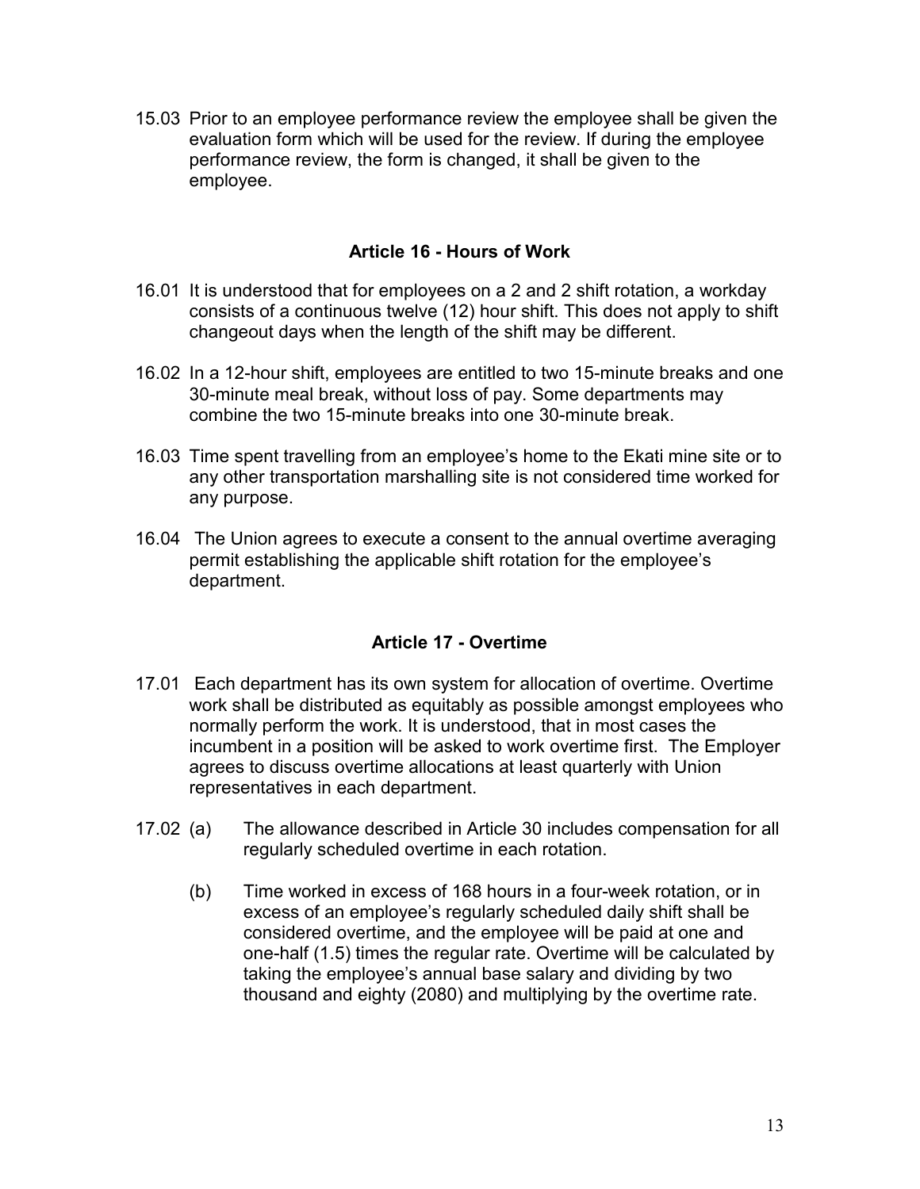15.03 Prior to an employee performance review the employee shall be given the evaluation form which will be used for the review. If during the employee performance review, the form is changed, it shall be given to the employee.

## Article 16 - Hours of Work

16.01 It is understood that for employees on a 2 and 2 shift rotation, a workday consists of a continuous twelve (12) hour shift. This does not apply to shift changeout days when the length of the shift may be different.

16.02 In a 12-hour shift, employees are entitled to two 15-minute breaks and one 30-minute meal break, without loss of pay. Some departments may combine the two 15-minute breaks into one 30-minute break.

16.03 Time spent travelling from an employee's home to the Ekati mine site or to any other transportation marshalling site is not considered time worked for any purpose.

16.04 The Union agrees to execute a consent to the annual overtime averaging permit establishing the applicable shift rotation for the employee's department.

## Article 17 - Overtime

17.01 Each department has its own system for allocation of overtime. Overtime work shall be distributed as equitably as possible amongst employees who normally perform the work. It is understood, that in most cases the incumbent in a position will be asked to work overtime first. The Employer agrees to discuss overtime allocations at least quarterly with Union representatives in each department.

17.02 (a) The allowance described in Article 30 includes compensation for all regularly scheduled overtime in each rotation.

(b) Time worked in excess of 168 hours in a four-week rotation, or in excess of an employee's regularly scheduled daily shift shall be considered overtime, and the employee will be paid at one and one-half (1.5) times the regular rate. Overtime will be calculated by taking the employee's annual base salary and dividing by two thousand and eighty (2080) and multiplying by the overtime rate.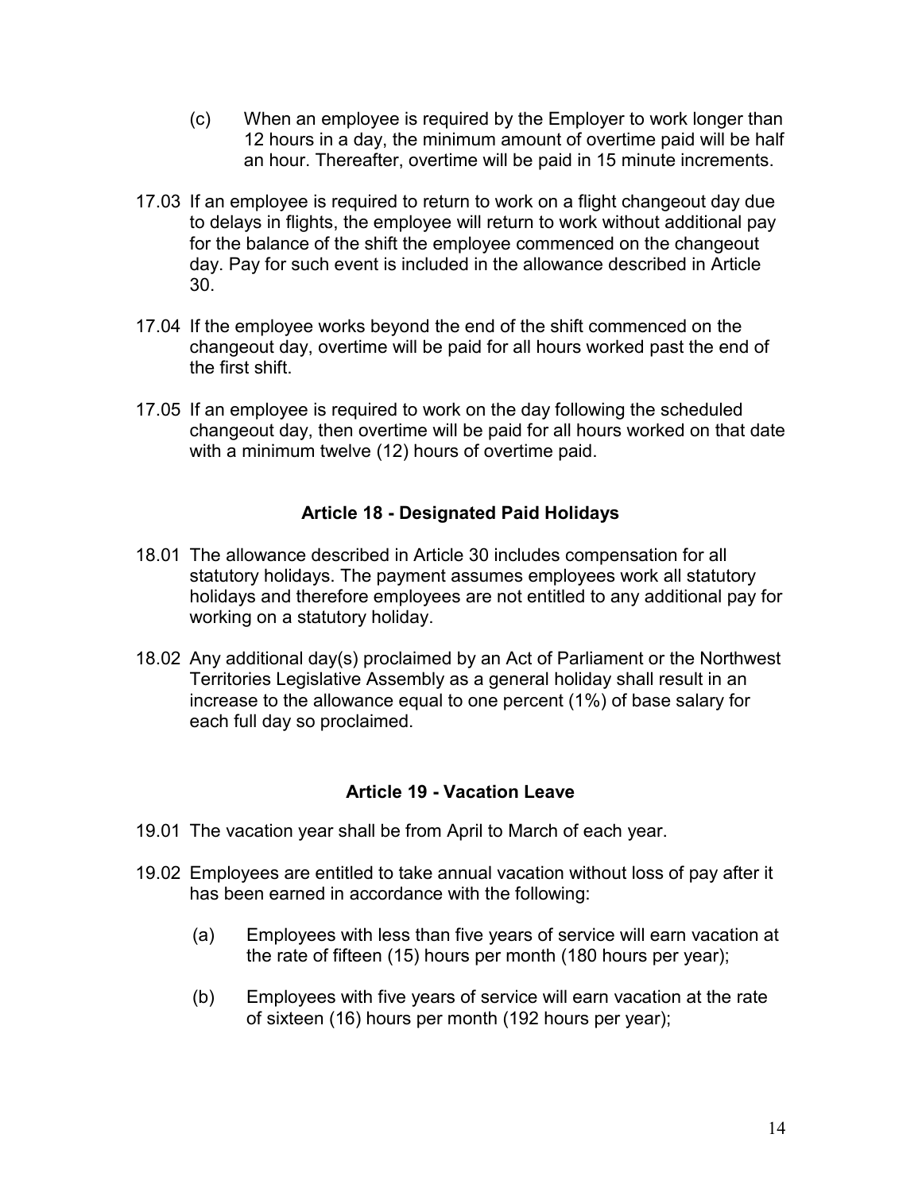(c) When an employee is required by the Employer to work longer than 12 hours in a day, the minimum amount of overtime paid will be half an hour. Thereafter, overtime will be paid in 15 minute increments.

17.03 If an employee is required to return to work on a flight changeout day due to delays in flights, the employee will return to work without additional pay for the balance of the shift the employee commenced on the changeout day. Pay for such event is included in the allowance described in Article 30.

17.04 If the employee works beyond the end of the shift commenced on the changeout day, overtime will be paid for all hours worked past the end of the first shift.

17.05 If an employee is required to work on the day following the scheduled changeout day, then overtime will be paid for all hours worked on that date with a minimum twelve (12) hours of overtime paid.

## Article 18 - Designated Paid Holidays

18.01 The allowance described in Article 30 includes compensation for all statutory holidays. The payment assumes employees work all statutory holidays and therefore employees are not entitled to any additional pay for working on a statutory holiday.

18.02 Any additional day(s) proclaimed by an Act of Parliament or the Northwest Territories Legislative Assembly as a general holiday shall result in an increase to the allowance equal to one percent (1%) of base salary for each full day so proclaimed.

## Article 19 - Vacation Leave

19.01 The vacation year shall be from April to March of each year.

19.02 Employees are entitled to take annual vacation without loss of pay after it has been earned in accordance with the following:

(a) Employees with less than five years of service will earn vacation at the rate of fifteen (15) hours per month (180 hours per year);

(b) Employees with five years of service will earn vacation at the rate of sixteen (16) hours per month (192 hours per year);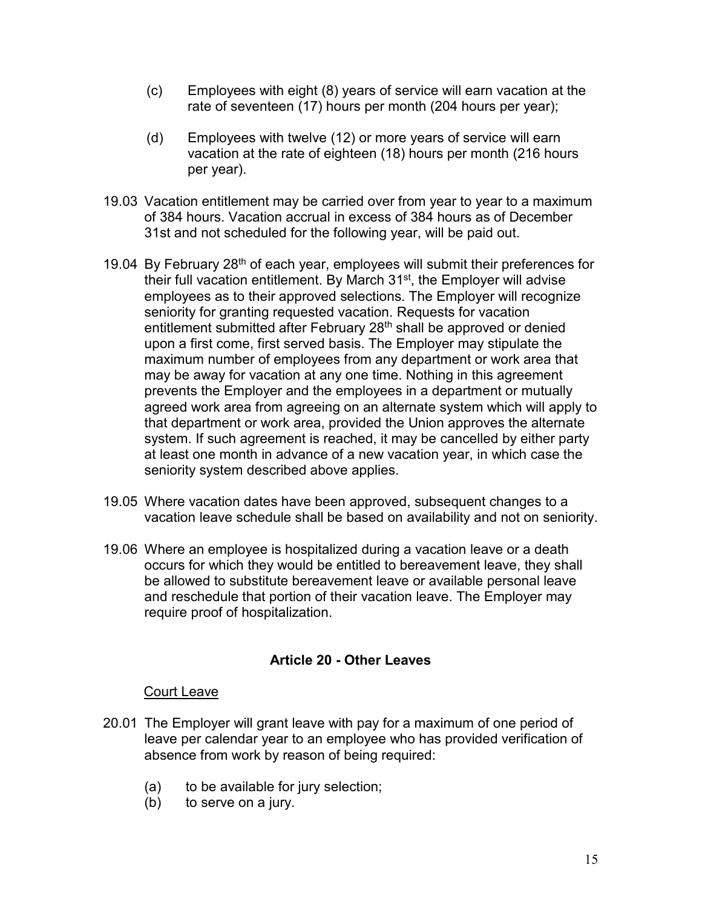(c) Employees with eight (8) years of service will earn vacation at the rate of seventeen (17) hours per month (204 hours per year);

(d) Employees with twelve (12) or more years of service will earn vacation at the rate of eighteen (18) hours per month (216 hours per year).

19.03 Vacation entitlement may be carried over from year to year to a maximum of 384 hours. Vacation accrual in excess of 384 hours as of December 31st and not scheduled for the following year, will be paid out.

19.04 By February 28th of each year, employees will submit their preferences for their full vacation entitlement. By March 31st, the Employer will advise employees as to their approved selections. The Employer will recognize seniority for granting requested vacation. Requests for vacation entitlement submitted after February 28th shall be approved or denied upon a first come, first served basis. The Employer may stipulate the maximum number of employees from any department or work area that may be away for vacation at any one time. Nothing in this agreement prevents the Employer and the employees in a department or mutually agreed work area from agreeing on an alternate system which will apply to that department or work area, provided the Union approves the alternate system. If such agreement is reached, it may be cancelled by either party at least one month in advance of a new vacation year, in which case the seniority system described above applies.

19.05 Where vacation dates have been approved, subsequent changes to a vacation leave schedule shall be based on availability and not on seniority.

19.06 Where an employee is hospitalized during a vacation leave or a death occurs for which they would be entitled to bereavement leave, they shall be allowed to substitute bereavement leave or available personal leave and reschedule that portion of their vacation leave. The Employer may require proof of hospitalization.

## Article 20 - Other Leaves

Court Leave

20.01 The Employer will grant leave with pay for a maximum of one period of leave per calendar year to an employee who has provided verification of absence from work by reason of being required:

(a) to be available for jury selection;
(b) to serve on a jury.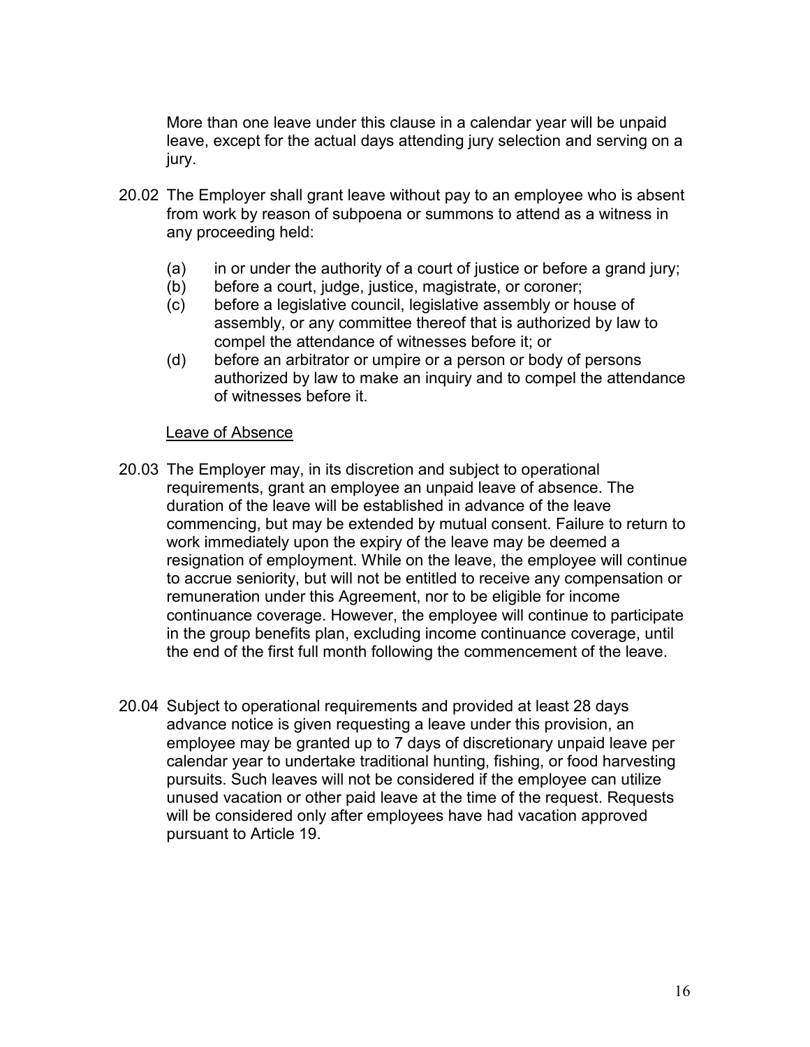More than one leave under this clause in a calendar year will be unpaid leave, except for the actual days attending jury selection and serving on a jury.

20.02 The Employer shall grant leave without pay to an employee who is absent from work by reason of subpoena or summons to attend as a witness in any proceeding held:

(a) in or under the authority of a court of justice or before a grand jury;
(b) before a court, judge, justice, magistrate, or coroner;
(c) before a legislative council, legislative assembly or house of assembly, or any committee thereof that is authorized by law to compel the attendance of witnesses before it; or
(d) before an arbitrator or umpire or a person or body of persons authorized by law to make an inquiry and to compel the attendance of witnesses before it.

Leave of Absence

20.03 The Employer may, in its discretion and subject to operational requirements, grant an employee an unpaid leave of absence. The duration of the leave will be established in advance of the leave commencing, but may be extended by mutual consent. Failure to return to work immediately upon the expiry of the leave may be deemed a resignation of employment. While on the leave, the employee will continue to accrue seniority, but will not be entitled to receive any compensation or remuneration under this Agreement, nor to be eligible for income continuance coverage. However, the employee will continue to participate in the group benefits plan, excluding income continuance coverage, until the end of the first full month following the commencement of the leave.

20.04 Subject to operational requirements and provided at least 28 days advance notice is given requesting a leave under this provision, an employee may be granted up to 7 days of discretionary unpaid leave per calendar year to undertake traditional hunting, fishing, or food harvesting pursuits. Such leaves will not be considered if the employee can utilize unused vacation or other paid leave at the time of the request. Requests will be considered only after employees have had vacation approved pursuant to Article 19.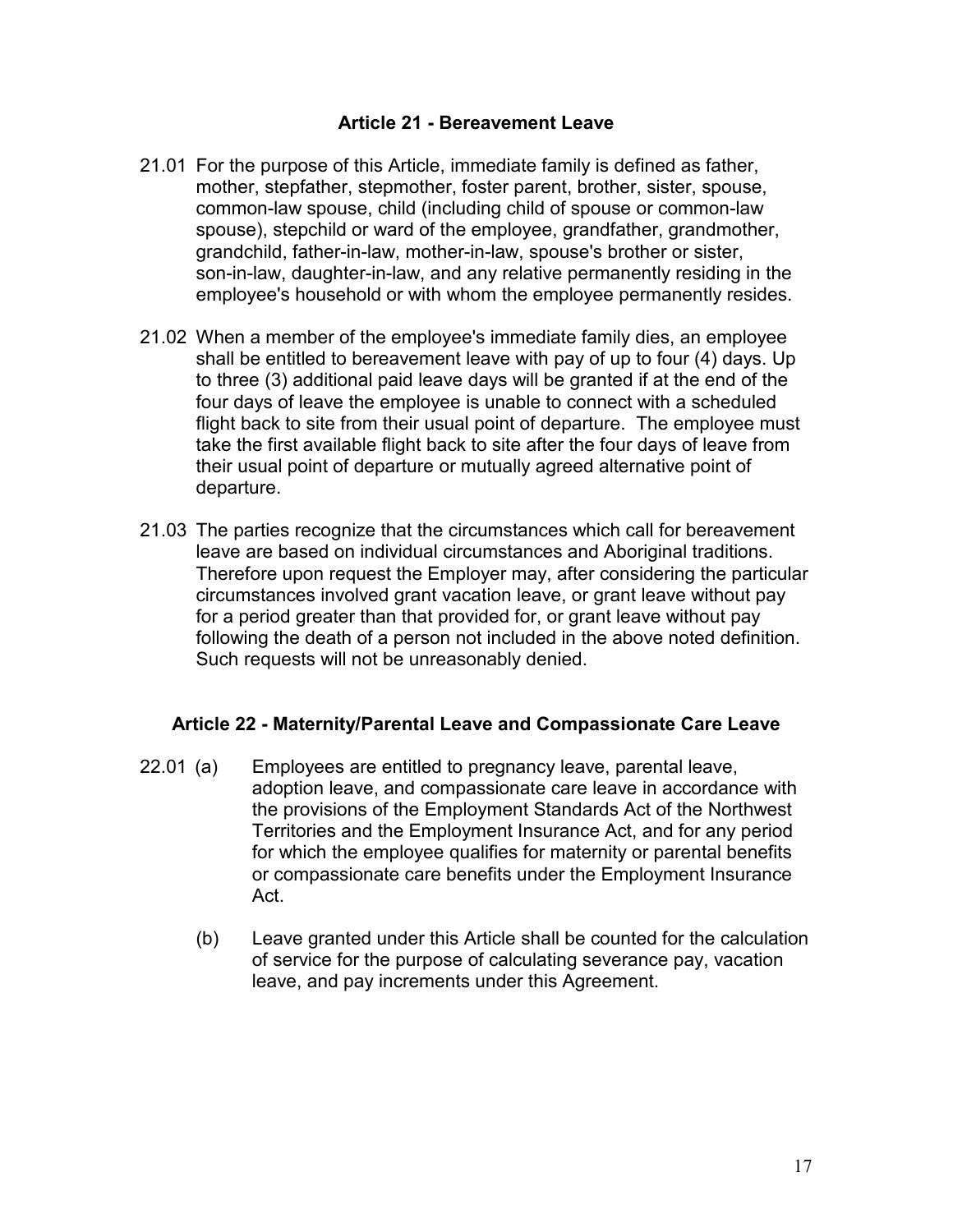## Article 21 - Bereavement Leave

21.01 For the purpose of this Article, immediate family is defined as father, mother, stepfather, stepmother, foster parent, brother, sister, spouse, common-law spouse, child (including child of spouse or common-law spouse), stepchild or ward of the employee, grandfather, grandmother, grandchild, father-in-law, mother-in-law, spouse's brother or sister, son-in-law, daughter-in-law, and any relative permanently residing in the employee's household or with whom the employee permanently resides.

21.02 When a member of the employee's immediate family dies, an employee shall be entitled to bereavement leave with pay of up to four (4) days. Up to three (3) additional paid leave days will be granted if at the end of the four days of leave the employee is unable to connect with a scheduled flight back to site from their usual point of departure. The employee must take the first available flight back to site after the four days of leave from their usual point of departure or mutually agreed alternative point of departure.

21.03 The parties recognize that the circumstances which call for bereavement leave are based on individual circumstances and Aboriginal traditions. Therefore upon request the Employer may, after considering the particular circumstances involved grant vacation leave, or grant leave without pay for a period greater than that provided for, or grant leave without pay following the death of a person not included in the above noted definition. Such requests will not be unreasonably denied.

## Article 22 - Maternity/Parental Leave and Compassionate Care Leave

22.01 (a) Employees are entitled to pregnancy leave, parental leave, adoption leave, and compassionate care leave in accordance with the provisions of the Employment Standards Act of the Northwest Territories and the Employment Insurance Act, and for any period for which the employee qualifies for maternity or parental benefits or compassionate care benefits under the Employment Insurance Act.

(b) Leave granted under this Article shall be counted for the calculation of service for the purpose of calculating severance pay, vacation leave, and pay increments under this Agreement.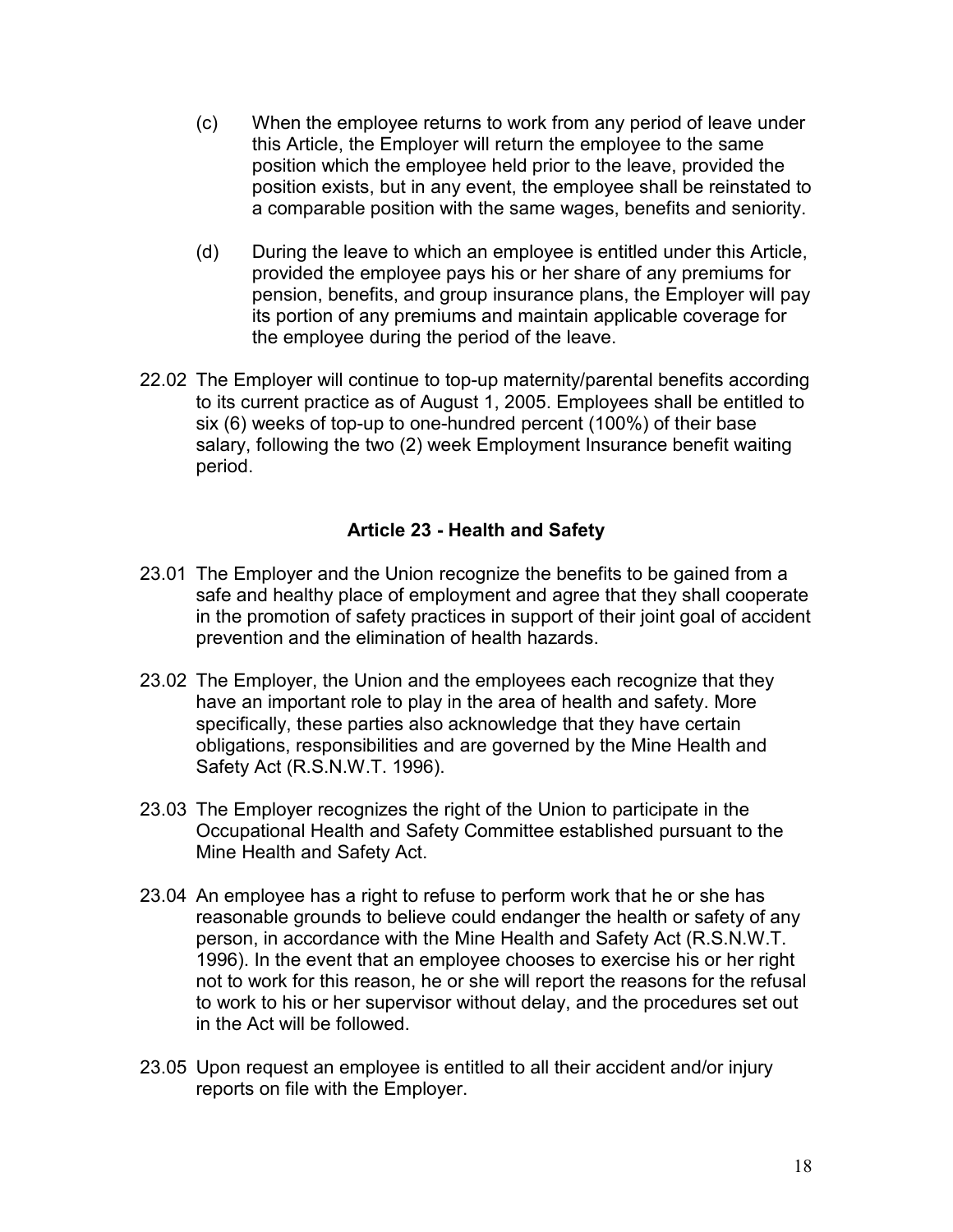(c) When the employee returns to work from any period of leave under this Article, the Employer will return the employee to the same position which the employee held prior to the leave, provided the position exists, but in any event, the employee shall be reinstated to a comparable position with the same wages, benefits and seniority.

(d) During the leave to which an employee is entitled under this Article, provided the employee pays his or her share of any premiums for pension, benefits, and group insurance plans, the Employer will pay its portion of any premiums and maintain applicable coverage for the employee during the period of the leave.

22.02 The Employer will continue to top-up maternity/parental benefits according to its current practice as of August 1, 2005. Employees shall be entitled to six (6) weeks of top-up to one-hundred percent (100%) of their base salary, following the two (2) week Employment Insurance benefit waiting period.

## Article 23 - Health and Safety

23.01 The Employer and the Union recognize the benefits to be gained from a safe and healthy place of employment and agree that they shall cooperate in the promotion of safety practices in support of their joint goal of accident prevention and the elimination of health hazards.

23.02 The Employer, the Union and the employees each recognize that they have an important role to play in the area of health and safety. More specifically, these parties also acknowledge that they have certain obligations, responsibilities and are governed by the Mine Health and Safety Act (R.S.N.W.T. 1996).

23.03 The Employer recognizes the right of the Union to participate in the Occupational Health and Safety Committee established pursuant to the Mine Health and Safety Act.

23.04 An employee has a right to refuse to perform work that he or she has reasonable grounds to believe could endanger the health or safety of any person, in accordance with the Mine Health and Safety Act (R.S.N.W.T. 1996). In the event that an employee chooses to exercise his or her right not to work for this reason, he or she will report the reasons for the refusal to work to his or her supervisor without delay, and the procedures set out in the Act will be followed.

23.05 Upon request an employee is entitled to all their accident and/or injury reports on file with the Employer.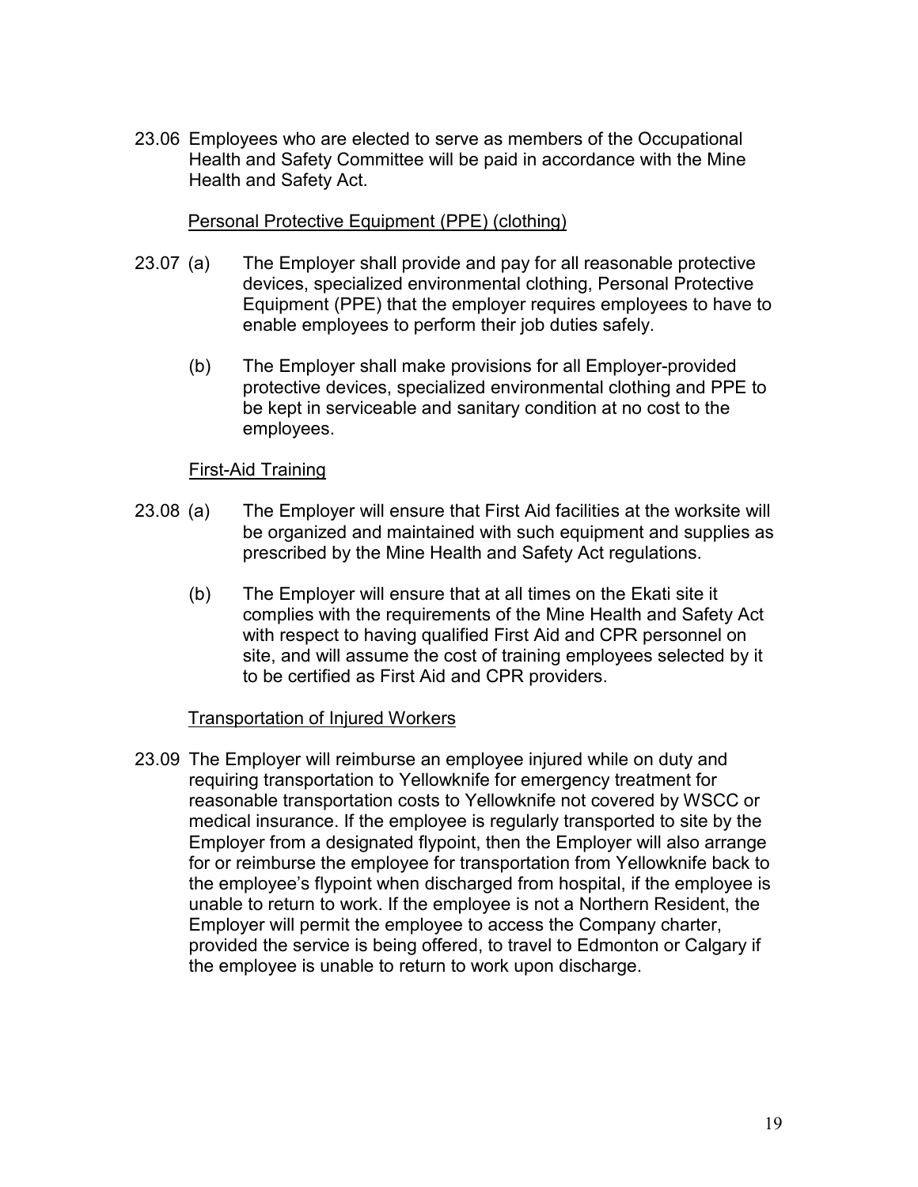23.06 Employees who are elected to serve as members of the Occupational Health and Safety Committee will be paid in accordance with the Mine Health and Safety Act.

Personal Protective Equipment (PPE) (clothing)

23.07 (a) The Employer shall provide and pay for all reasonable protective devices, specialized environmental clothing, Personal Protective Equipment (PPE) that the employer requires employees to have to enable employees to perform their job duties safely.

(b) The Employer shall make provisions for all Employer-provided protective devices, specialized environmental clothing and PPE to be kept in serviceable and sanitary condition at no cost to the employees.

First-Aid Training

23.08 (a) The Employer will ensure that First Aid facilities at the worksite will be organized and maintained with such equipment and supplies as prescribed by the Mine Health and Safety Act regulations.

(b) The Employer will ensure that at all times on the Ekati site it complies with the requirements of the Mine Health and Safety Act with respect to having qualified First Aid and CPR personnel on site, and will assume the cost of training employees selected by it to be certified as First Aid and CPR providers.

Transportation of Injured Workers

23.09 The Employer will reimburse an employee injured while on duty and requiring transportation to Yellowknife for emergency treatment for reasonable transportation costs to Yellowknife not covered by WSCC or medical insurance. If the employee is regularly transported to site by the Employer from a designated flypoint, then the Employer will also arrange for or reimburse the employee for transportation from Yellowknife back to the employee's flypoint when discharged from hospital, if the employee is unable to return to work. If the employee is not a Northern Resident, the Employer will permit the employee to access the Company charter, provided the service is being offered, to travel to Edmonton or Calgary if the employee is unable to return to work upon discharge.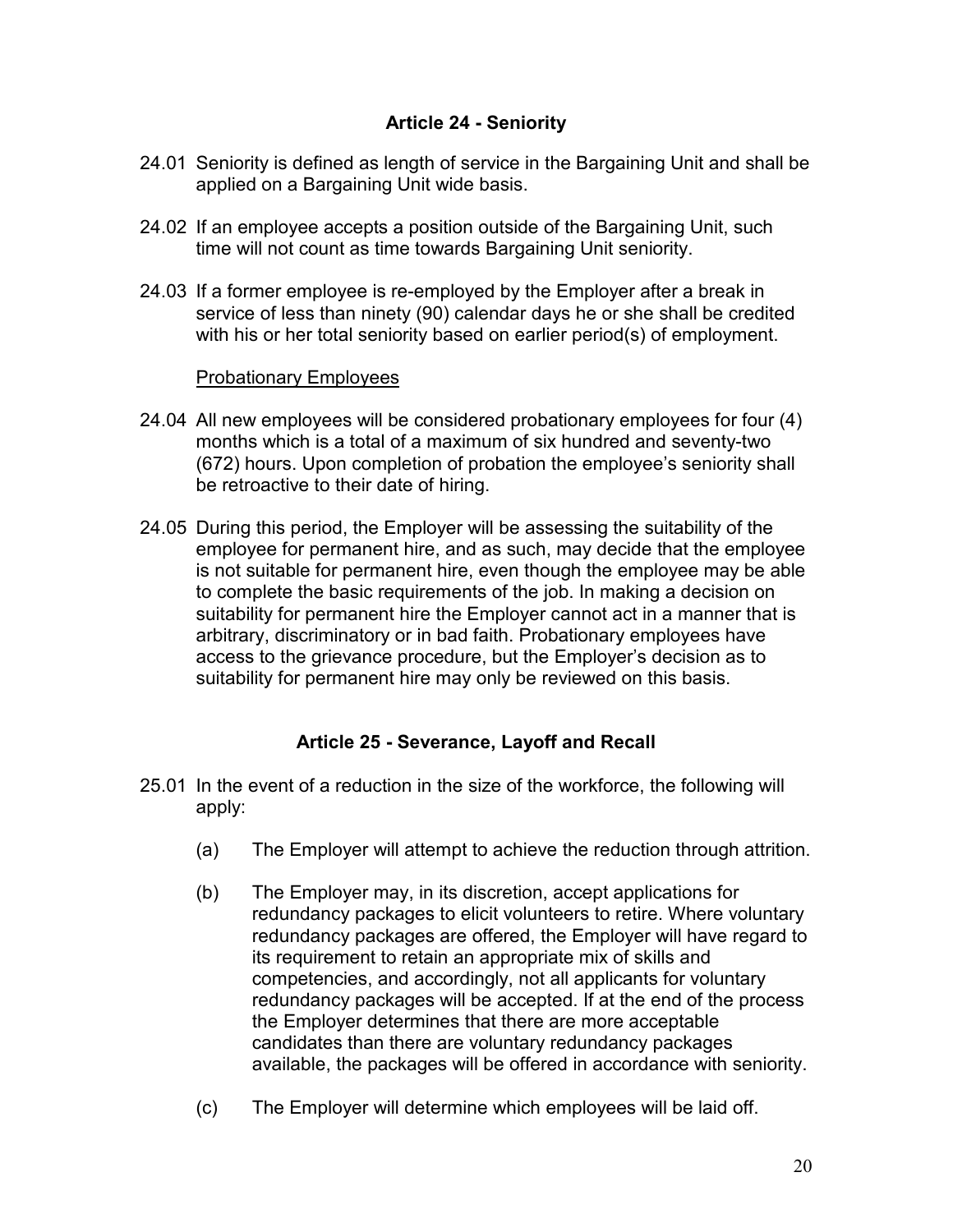## Article 24 - Seniority

24.01 Seniority is defined as length of service in the Bargaining Unit and shall be applied on a Bargaining Unit wide basis.

24.02 If an employee accepts a position outside of the Bargaining Unit, such time will not count as time towards Bargaining Unit seniority.

24.03 If a former employee is re-employed by the Employer after a break in service of less than ninety (90) calendar days he or she shall be credited with his or her total seniority based on earlier period(s) of employment.

<u>Probationary Employees</u>

24.04 All new employees will be considered probationary employees for four (4) months which is a total of a maximum of six hundred and seventy-two (672) hours. Upon completion of probation the employee's seniority shall be retroactive to their date of hiring.

24.05 During this period, the Employer will be assessing the suitability of the employee for permanent hire, and as such, may decide that the employee is not suitable for permanent hire, even though the employee may be able to complete the basic requirements of the job. In making a decision on suitability for permanent hire the Employer cannot act in a manner that is arbitrary, discriminatory or in bad faith. Probationary employees have access to the grievance procedure, but the Employer's decision as to suitability for permanent hire may only be reviewed on this basis.

## Article 25 - Severance, Layoff and Recall

25.01 In the event of a reduction in the size of the workforce, the following will apply:

(a) The Employer will attempt to achieve the reduction through attrition.

(b) The Employer may, in its discretion, accept applications for redundancy packages to elicit volunteers to retire. Where voluntary redundancy packages are offered, the Employer will have regard to its requirement to retain an appropriate mix of skills and competencies, and accordingly, not all applicants for voluntary redundancy packages will be accepted. If at the end of the process the Employer determines that there are more acceptable candidates than there are voluntary redundancy packages available, the packages will be offered in accordance with seniority.

(c) The Employer will determine which employees will be laid off.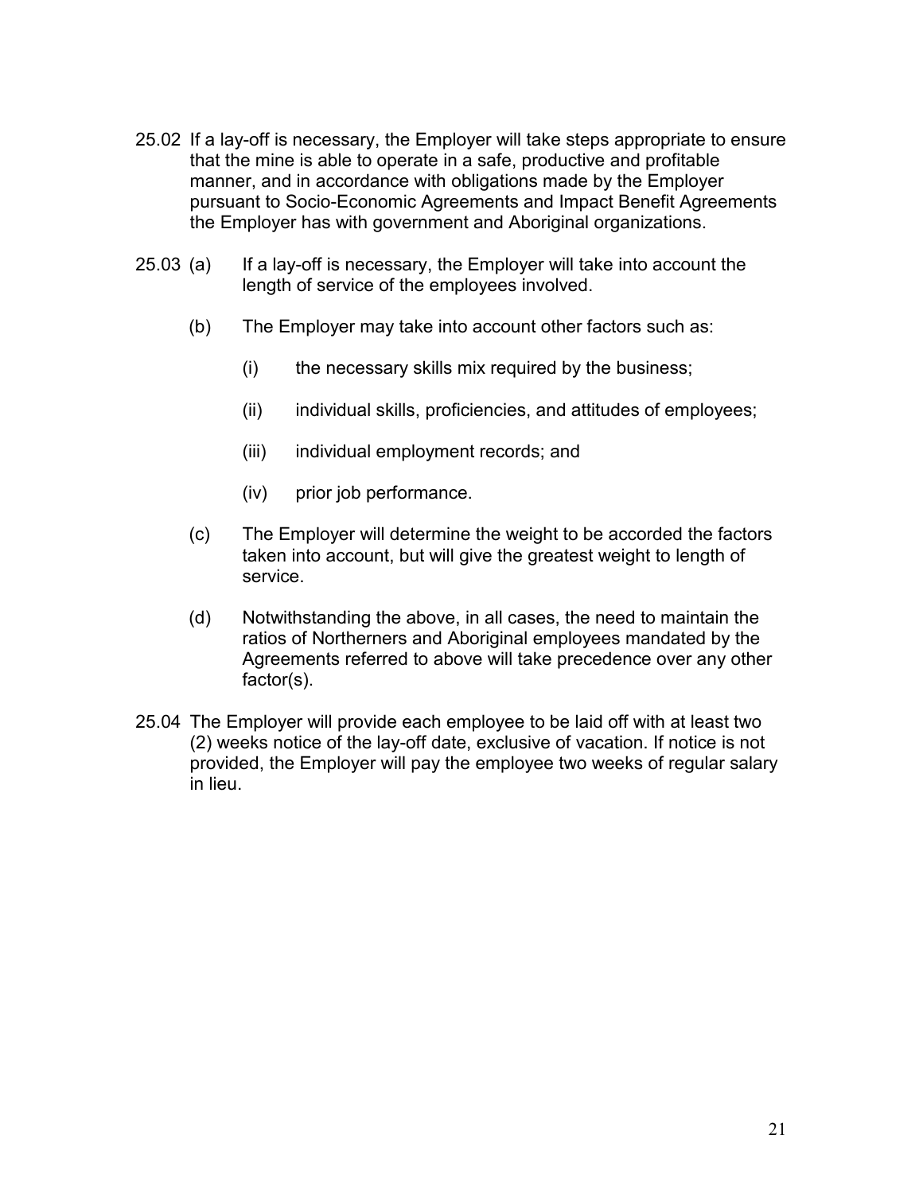25.02 If a lay-off is necessary, the Employer will take steps appropriate to ensure that the mine is able to operate in a safe, productive and profitable manner, and in accordance with obligations made by the Employer pursuant to Socio-Economic Agreements and Impact Benefit Agreements the Employer has with government and Aboriginal organizations.

25.03 (a) If a lay-off is necessary, the Employer will take into account the length of service of the employees involved.

(b) The Employer may take into account other factors such as:

(i) the necessary skills mix required by the business;

(ii) individual skills, proficiencies, and attitudes of employees;

(iii) individual employment records; and

(iv) prior job performance.

(c) The Employer will determine the weight to be accorded the factors taken into account, but will give the greatest weight to length of service.

(d) Notwithstanding the above, in all cases, the need to maintain the ratios of Northerners and Aboriginal employees mandated by the Agreements referred to above will take precedence over any other factor(s).

25.04 The Employer will provide each employee to be laid off with at least two (2) weeks notice of the lay-off date, exclusive of vacation. If notice is not provided, the Employer will pay the employee two weeks of regular salary in lieu.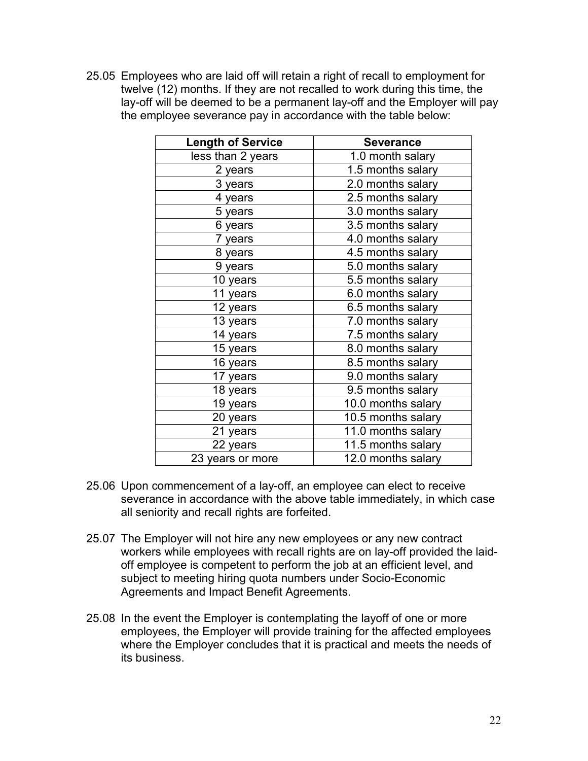25.05 Employees who are laid off will retain a right of recall to employment for twelve (12) months. If they are not recalled to work during this time, the lay-off will be deemed to be a permanent lay-off and the Employer will pay the employee severance pay in accordance with the table below:

| Length of Service | Severance |
|---|---|
| less than 2 years | 1.0 month salary |
| 2 years | 1.5 months salary |
| 3 years | 2.0 months salary |
| 4 years | 2.5 months salary |
| 5 years | 3.0 months salary |
| 6 years | 3.5 months salary |
| 7 years | 4.0 months salary |
| 8 years | 4.5 months salary |
| 9 years | 5.0 months salary |
| 10 years | 5.5 months salary |
| 11 years | 6.0 months salary |
| 12 years | 6.5 months salary |
| 13 years | 7.0 months salary |
| 14 years | 7.5 months salary |
| 15 years | 8.0 months salary |
| 16 years | 8.5 months salary |
| 17 years | 9.0 months salary |
| 18 years | 9.5 months salary |
| 19 years | 10.0 months salary |
| 20 years | 10.5 months salary |
| 21 years | 11.0 months salary |
| 22 years | 11.5 months salary |
| 23 years or more | 12.0 months salary |

25.06 Upon commencement of a lay-off, an employee can elect to receive severance in accordance with the above table immediately, in which case all seniority and recall rights are forfeited.

25.07 The Employer will not hire any new employees or any new contract workers while employees with recall rights are on lay-off provided the laid-off employee is competent to perform the job at an efficient level, and subject to meeting hiring quota numbers under Socio-Economic Agreements and Impact Benefit Agreements.

25.08 In the event the Employer is contemplating the layoff of one or more employees, the Employer will provide training for the affected employees where the Employer concludes that it is practical and meets the needs of its business.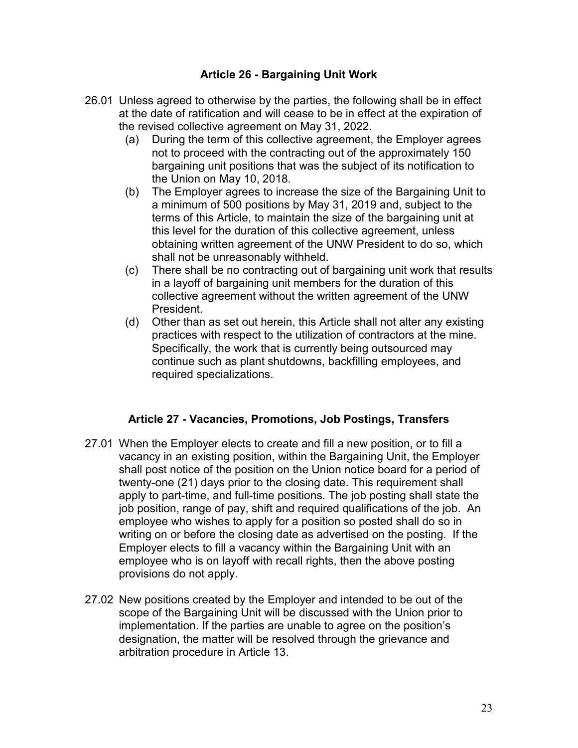## Article 26 - Bargaining Unit Work

26.01 Unless agreed to otherwise by the parties, the following shall be in effect at the date of ratification and will cease to be in effect at the expiration of the revised collective agreement on May 31, 2022.

- (a) During the term of this collective agreement, the Employer agrees not to proceed with the contracting out of the approximately 150 bargaining unit positions that was the subject of its notification to the Union on May 10, 2018.
- (b) The Employer agrees to increase the size of the Bargaining Unit to a minimum of 500 positions by May 31, 2019 and, subject to the terms of this Article, to maintain the size of the bargaining unit at this level for the duration of this collective agreement, unless obtaining written agreement of the UNW President to do so, which shall not be unreasonably withheld.
- (c) There shall be no contracting out of bargaining unit work that results in a layoff of bargaining unit members for the duration of this collective agreement without the written agreement of the UNW President.
- (d) Other than as set out herein, this Article shall not alter any existing practices with respect to the utilization of contractors at the mine. Specifically, the work that is currently being outsourced may continue such as plant shutdowns, backfilling employees, and required specializations.

## Article 27 - Vacancies, Promotions, Job Postings, Transfers

27.01 When the Employer elects to create and fill a new position, or to fill a vacancy in an existing position, within the Bargaining Unit, the Employer shall post notice of the position on the Union notice board for a period of twenty-one (21) days prior to the closing date. This requirement shall apply to part-time, and full-time positions. The job posting shall state the job position, range of pay, shift and required qualifications of the job. An employee who wishes to apply for a position so posted shall do so in writing on or before the closing date as advertised on the posting. If the Employer elects to fill a vacancy within the Bargaining Unit with an employee who is on layoff with recall rights, then the above posting provisions do not apply.

27.02 New positions created by the Employer and intended to be out of the scope of the Bargaining Unit will be discussed with the Union prior to implementation. If the parties are unable to agree on the position's designation, the matter will be resolved through the grievance and arbitration procedure in Article 13.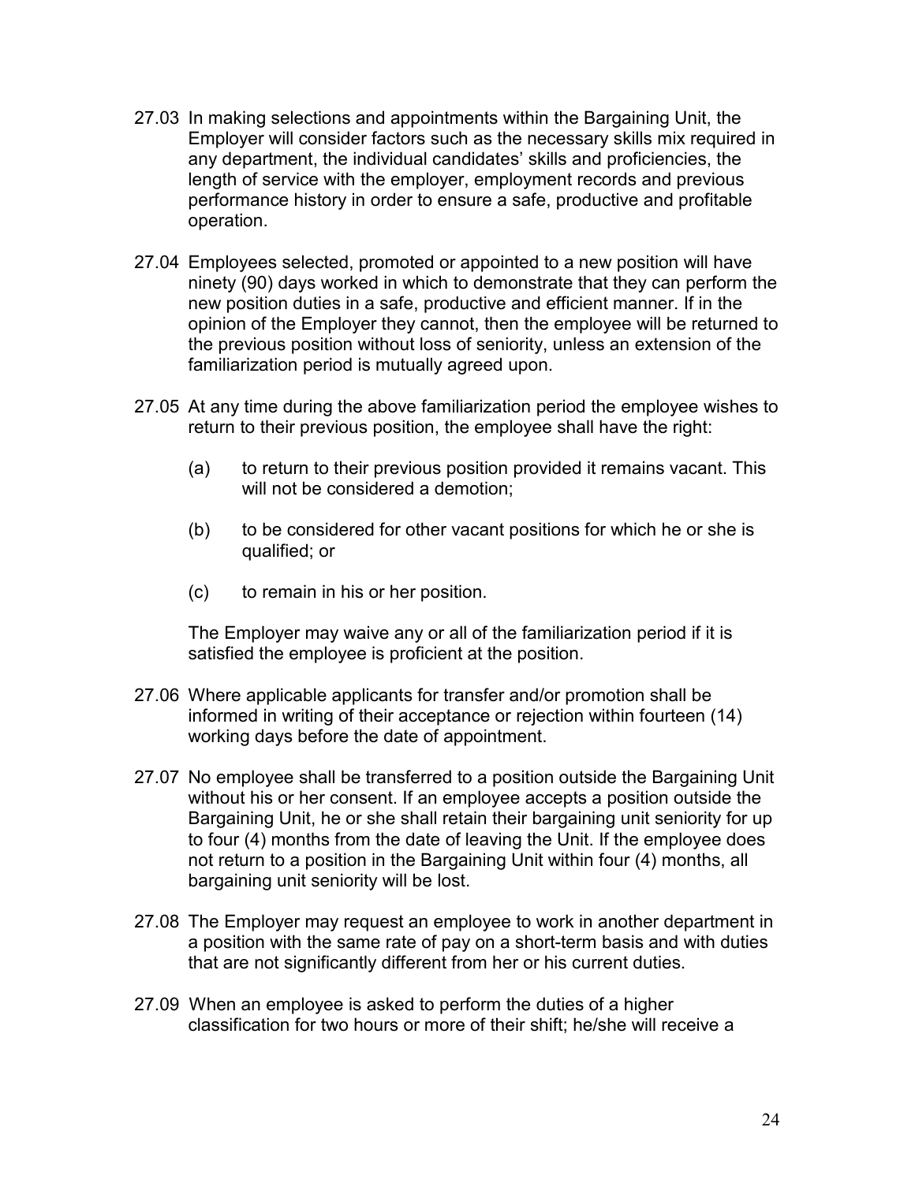27.03 In making selections and appointments within the Bargaining Unit, the Employer will consider factors such as the necessary skills mix required in any department, the individual candidates' skills and proficiencies, the length of service with the employer, employment records and previous performance history in order to ensure a safe, productive and profitable operation.

27.04 Employees selected, promoted or appointed to a new position will have ninety (90) days worked in which to demonstrate that they can perform the new position duties in a safe, productive and efficient manner. If in the opinion of the Employer they cannot, then the employee will be returned to the previous position without loss of seniority, unless an extension of the familiarization period is mutually agreed upon.

27.05 At any time during the above familiarization period the employee wishes to return to their previous position, the employee shall have the right:

(a) to return to their previous position provided it remains vacant. This will not be considered a demotion;

(b) to be considered for other vacant positions for which he or she is qualified; or

(c) to remain in his or her position.

The Employer may waive any or all of the familiarization period if it is satisfied the employee is proficient at the position.

27.06 Where applicable applicants for transfer and/or promotion shall be informed in writing of their acceptance or rejection within fourteen (14) working days before the date of appointment.

27.07 No employee shall be transferred to a position outside the Bargaining Unit without his or her consent. If an employee accepts a position outside the Bargaining Unit, he or she shall retain their bargaining unit seniority for up to four (4) months from the date of leaving the Unit. If the employee does not return to a position in the Bargaining Unit within four (4) months, all bargaining unit seniority will be lost.

27.08 The Employer may request an employee to work in another department in a position with the same rate of pay on a short-term basis and with duties that are not significantly different from her or his current duties.

27.09 When an employee is asked to perform the duties of a higher classification for two hours or more of their shift; he/she will receive a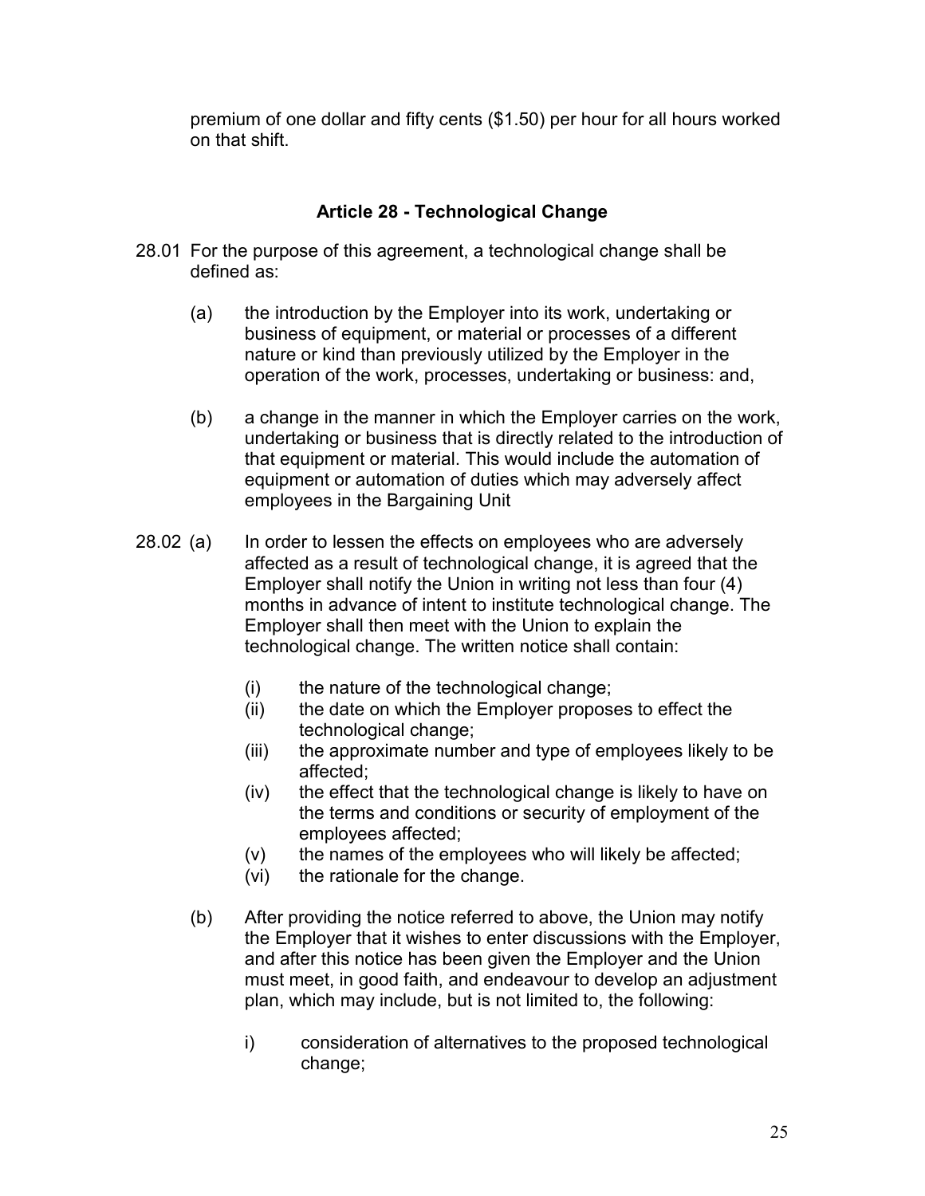premium of one dollar and fifty cents ($1.50) per hour for all hours worked on that shift.

## Article 28 - Technological Change

28.01 For the purpose of this agreement, a technological change shall be defined as:

(a) the introduction by the Employer into its work, undertaking or business of equipment, or material or processes of a different nature or kind than previously utilized by the Employer in the operation of the work, processes, undertaking or business: and,

(b) a change in the manner in which the Employer carries on the work, undertaking or business that is directly related to the introduction of that equipment or material. This would include the automation of equipment or automation of duties which may adversely affect employees in the Bargaining Unit

28.02 (a) In order to lessen the effects on employees who are adversely affected as a result of technological change, it is agreed that the Employer shall notify the Union in writing not less than four (4) months in advance of intent to institute technological change. The Employer shall then meet with the Union to explain the technological change. The written notice shall contain:

(i) the nature of the technological change;
(ii) the date on which the Employer proposes to effect the technological change;
(iii) the approximate number and type of employees likely to be affected;
(iv) the effect that the technological change is likely to have on the terms and conditions or security of employment of the employees affected;
(v) the names of the employees who will likely be affected;
(vi) the rationale for the change.

(b) After providing the notice referred to above, the Union may notify the Employer that it wishes to enter discussions with the Employer, and after this notice has been given the Employer and the Union must meet, in good faith, and endeavour to develop an adjustment plan, which may include, but is not limited to, the following:

i) consideration of alternatives to the proposed technological change;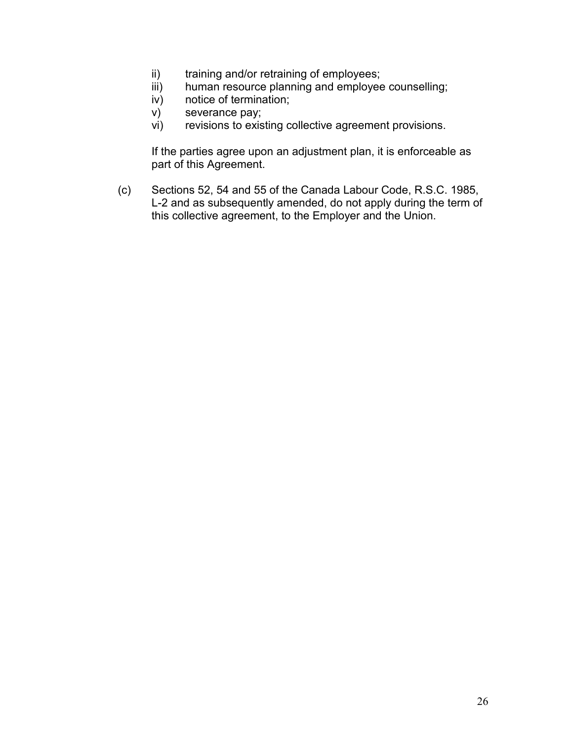- ii) training and/or retraining of employees;
- iii) human resource planning and employee counselling;
- iv) notice of termination;
- v) severance pay;
- vi) revisions to existing collective agreement provisions.

If the parties agree upon an adjustment plan, it is enforceable as part of this Agreement.

(c) Sections 52, 54 and 55 of the Canada Labour Code, R.S.C. 1985, L-2 and as subsequently amended, do not apply during the term of this collective agreement, to the Employer and the Union.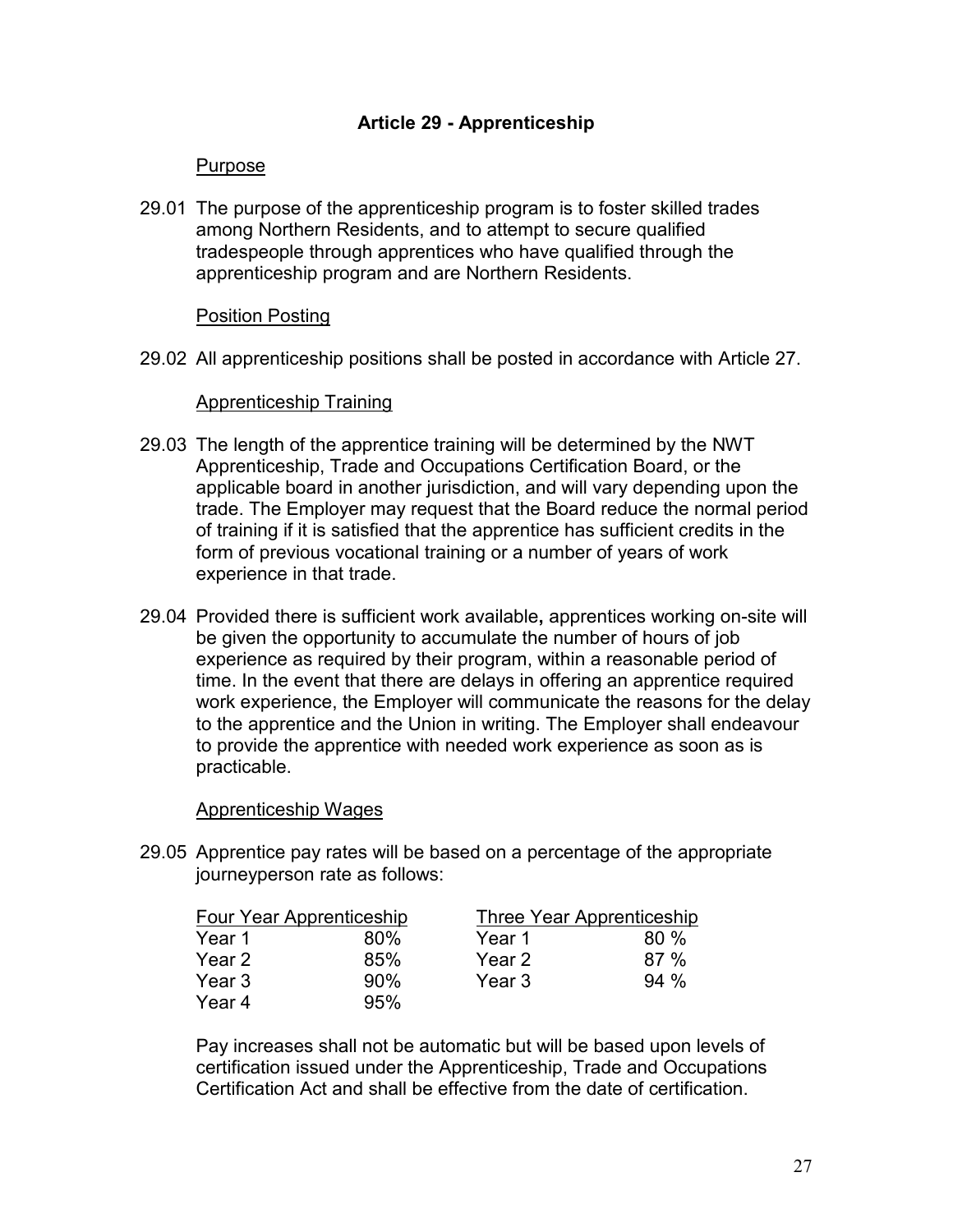## Article 29 - Apprenticeship

Purpose

29.01 The purpose of the apprenticeship program is to foster skilled trades among Northern Residents, and to attempt to secure qualified tradespeople through apprentices who have qualified through the apprenticeship program and are Northern Residents.

Position Posting

29.02 All apprenticeship positions shall be posted in accordance with Article 27.

Apprenticeship Training

29.03 The length of the apprentice training will be determined by the NWT Apprenticeship, Trade and Occupations Certification Board, or the applicable board in another jurisdiction, and will vary depending upon the trade. The Employer may request that the Board reduce the normal period of training if it is satisfied that the apprentice has sufficient credits in the form of previous vocational training or a number of years of work experience in that trade.

29.04 Provided there is sufficient work available**,** apprentices working on-site will be given the opportunity to accumulate the number of hours of job experience as required by their program, within a reasonable period of time. In the event that there are delays in offering an apprentice required work experience, the Employer will communicate the reasons for the delay to the apprentice and the Union in writing. The Employer shall endeavour to provide the apprentice with needed work experience as soon as is practicable.

Apprenticeship Wages

29.05 Apprentice pay rates will be based on a percentage of the appropriate journeyperson rate as follows:

| Four Year Apprenticeship | | Three Year Apprenticeship | |
|---|---|---|---|
| Year 1 | 80% | Year 1 | 80 % |
| Year 2 | 85% | Year 2 | 87 % |
| Year 3 | 90% | Year 3 | 94 % |
| Year 4 | 95% | | |

Pay increases shall not be automatic but will be based upon levels of certification issued under the Apprenticeship, Trade and Occupations Certification Act and shall be effective from the date of certification.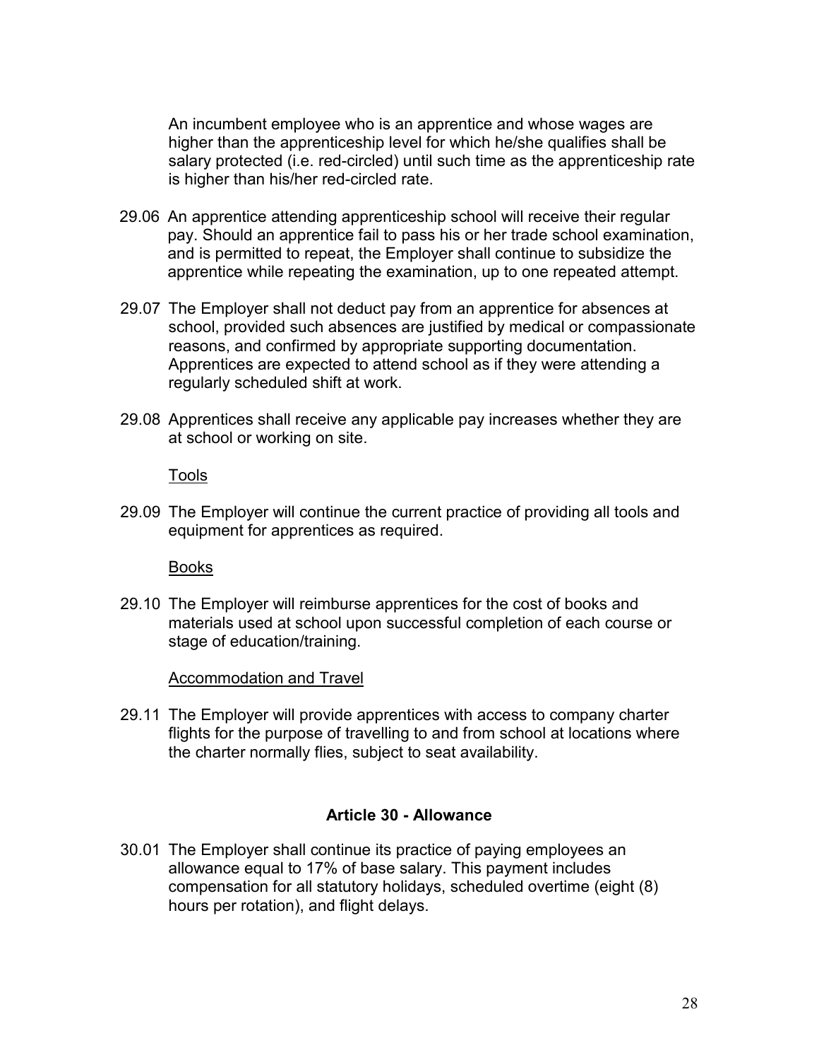An incumbent employee who is an apprentice and whose wages are higher than the apprenticeship level for which he/she qualifies shall be salary protected (i.e. red-circled) until such time as the apprenticeship rate is higher than his/her red-circled rate.

29.06 An apprentice attending apprenticeship school will receive their regular pay. Should an apprentice fail to pass his or her trade school examination, and is permitted to repeat, the Employer shall continue to subsidize the apprentice while repeating the examination, up to one repeated attempt.

29.07 The Employer shall not deduct pay from an apprentice for absences at school, provided such absences are justified by medical or compassionate reasons, and confirmed by appropriate supporting documentation. Apprentices are expected to attend school as if they were attending a regularly scheduled shift at work.

29.08 Apprentices shall receive any applicable pay increases whether they are at school or working on site.

Tools

29.09 The Employer will continue the current practice of providing all tools and equipment for apprentices as required.

Books

29.10 The Employer will reimburse apprentices for the cost of books and materials used at school upon successful completion of each course or stage of education/training.

Accommodation and Travel

29.11 The Employer will provide apprentices with access to company charter flights for the purpose of travelling to and from school at locations where the charter normally flies, subject to seat availability.

## Article 30 - Allowance

30.01 The Employer shall continue its practice of paying employees an allowance equal to 17% of base salary. This payment includes compensation for all statutory holidays, scheduled overtime (eight (8) hours per rotation), and flight delays.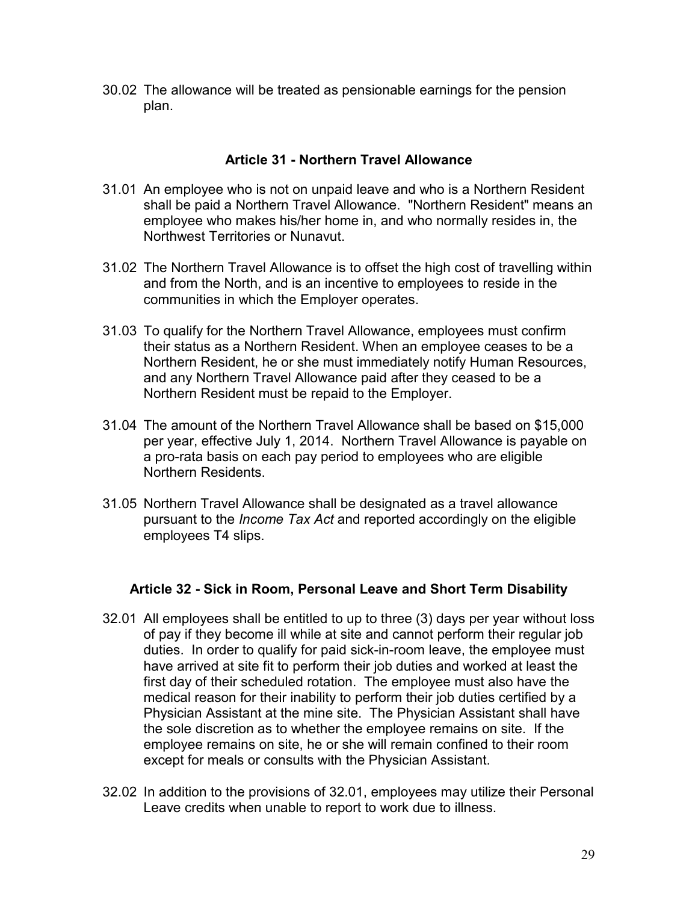30.02 The allowance will be treated as pensionable earnings for the pension plan.

## Article 31 - Northern Travel Allowance

31.01 An employee who is not on unpaid leave and who is a Northern Resident shall be paid a Northern Travel Allowance. "Northern Resident" means an employee who makes his/her home in, and who normally resides in, the Northwest Territories or Nunavut.

31.02 The Northern Travel Allowance is to offset the high cost of travelling within and from the North, and is an incentive to employees to reside in the communities in which the Employer operates.

31.03 To qualify for the Northern Travel Allowance, employees must confirm their status as a Northern Resident. When an employee ceases to be a Northern Resident, he or she must immediately notify Human Resources, and any Northern Travel Allowance paid after they ceased to be a Northern Resident must be repaid to the Employer.

31.04 The amount of the Northern Travel Allowance shall be based on $15,000 per year, effective July 1, 2014. Northern Travel Allowance is payable on a pro-rata basis on each pay period to employees who are eligible Northern Residents.

31.05 Northern Travel Allowance shall be designated as a travel allowance pursuant to the *Income Tax Act* and reported accordingly on the eligible employees T4 slips.

## Article 32 - Sick in Room, Personal Leave and Short Term Disability

32.01 All employees shall be entitled to up to three (3) days per year without loss of pay if they become ill while at site and cannot perform their regular job duties. In order to qualify for paid sick-in-room leave, the employee must have arrived at site fit to perform their job duties and worked at least the first day of their scheduled rotation. The employee must also have the medical reason for their inability to perform their job duties certified by a Physician Assistant at the mine site. The Physician Assistant shall have the sole discretion as to whether the employee remains on site. If the employee remains on site, he or she will remain confined to their room except for meals or consults with the Physician Assistant.

32.02 In addition to the provisions of 32.01, employees may utilize their Personal Leave credits when unable to report to work due to illness.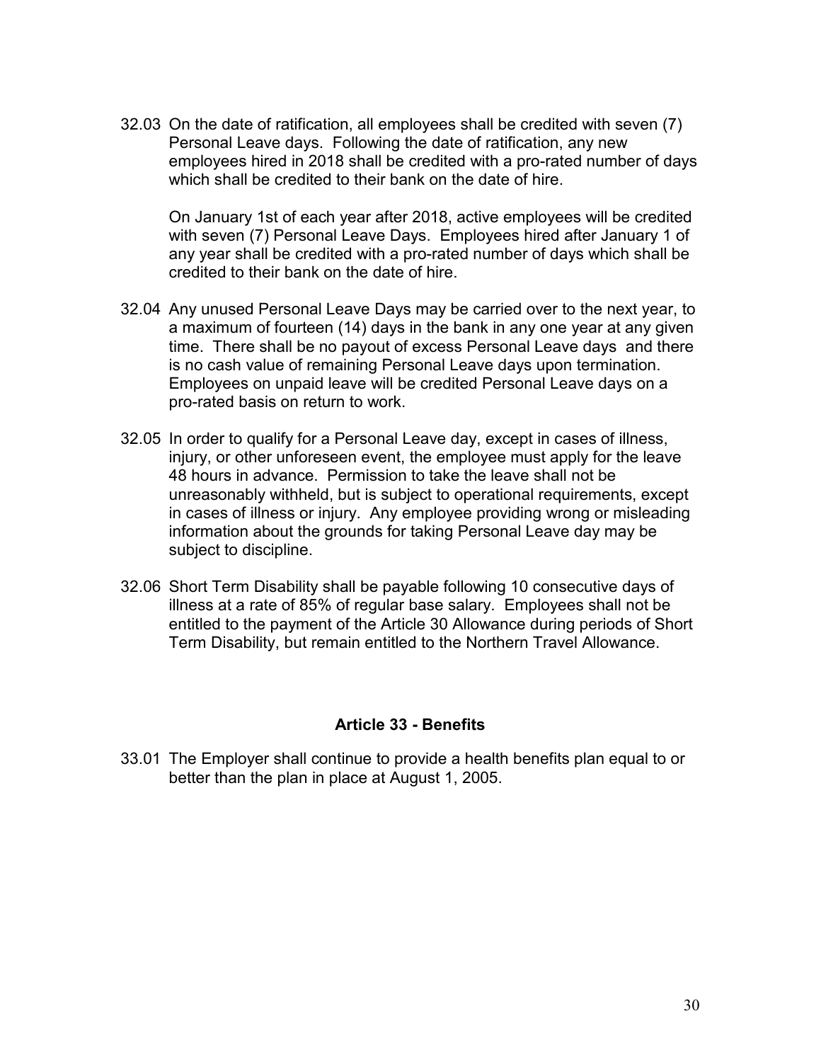32.03 On the date of ratification, all employees shall be credited with seven (7) Personal Leave days. Following the date of ratification, any new employees hired in 2018 shall be credited with a pro-rated number of days which shall be credited to their bank on the date of hire.

On January 1st of each year after 2018, active employees will be credited with seven (7) Personal Leave Days. Employees hired after January 1 of any year shall be credited with a pro-rated number of days which shall be credited to their bank on the date of hire.

32.04 Any unused Personal Leave Days may be carried over to the next year, to a maximum of fourteen (14) days in the bank in any one year at any given time. There shall be no payout of excess Personal Leave days and there is no cash value of remaining Personal Leave days upon termination. Employees on unpaid leave will be credited Personal Leave days on a pro-rated basis on return to work.

32.05 In order to qualify for a Personal Leave day, except in cases of illness, injury, or other unforeseen event, the employee must apply for the leave 48 hours in advance. Permission to take the leave shall not be unreasonably withheld, but is subject to operational requirements, except in cases of illness or injury. Any employee providing wrong or misleading information about the grounds for taking Personal Leave day may be subject to discipline.

32.06 Short Term Disability shall be payable following 10 consecutive days of illness at a rate of 85% of regular base salary. Employees shall not be entitled to the payment of the Article 30 Allowance during periods of Short Term Disability, but remain entitled to the Northern Travel Allowance.

## Article 33 - Benefits

33.01 The Employer shall continue to provide a health benefits plan equal to or better than the plan in place at August 1, 2005.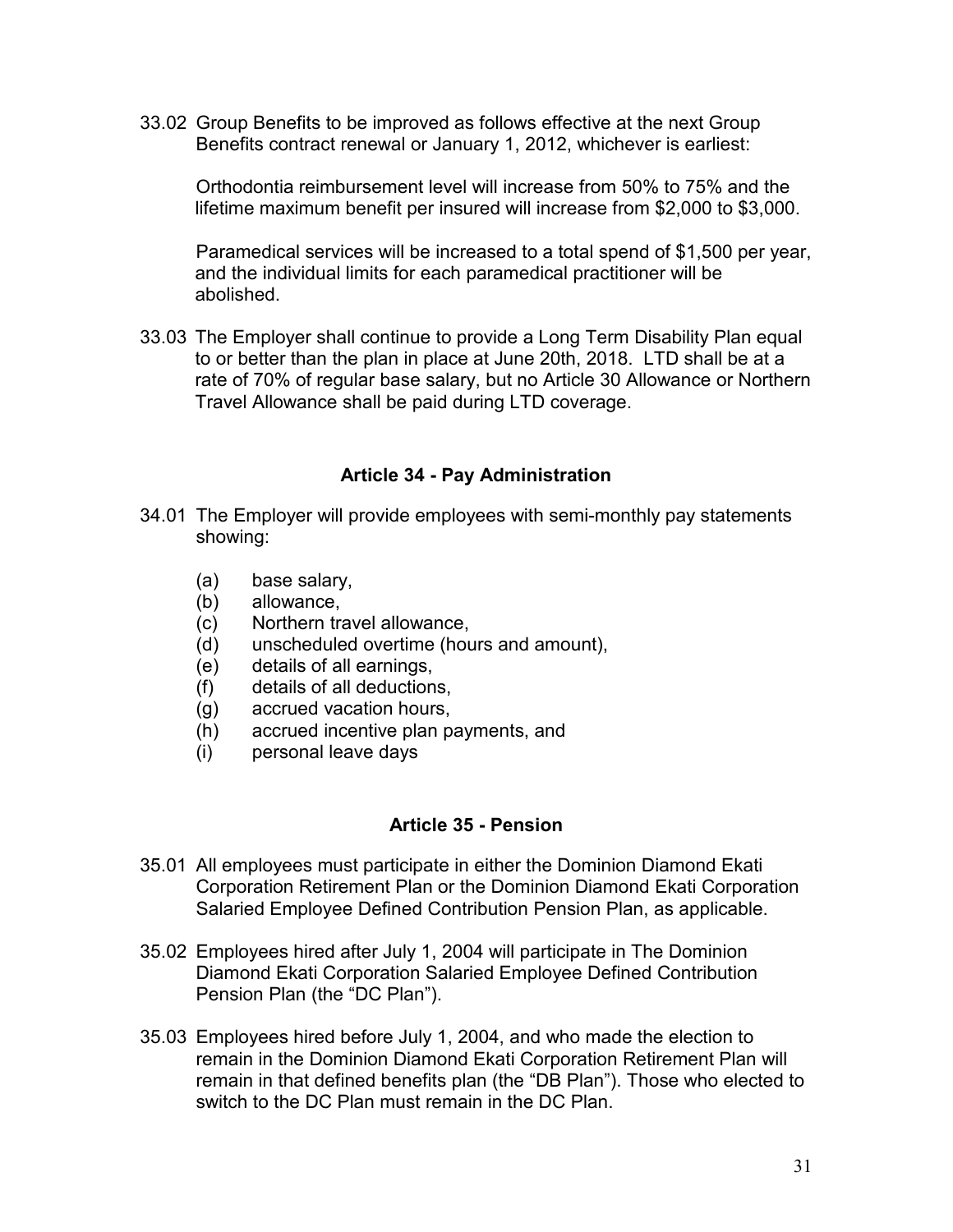33.02 Group Benefits to be improved as follows effective at the next Group Benefits contract renewal or January 1, 2012, whichever is earliest:

Orthodontia reimbursement level will increase from 50% to 75% and the lifetime maximum benefit per insured will increase from $2,000 to $3,000.

Paramedical services will be increased to a total spend of $1,500 per year, and the individual limits for each paramedical practitioner will be abolished.

33.03 The Employer shall continue to provide a Long Term Disability Plan equal to or better than the plan in place at June 20th, 2018. LTD shall be at a rate of 70% of regular base salary, but no Article 30 Allowance or Northern Travel Allowance shall be paid during LTD coverage.

## Article 34 - Pay Administration

34.01 The Employer will provide employees with semi-monthly pay statements showing:

- (a) base salary,
- (b) allowance,
- (c) Northern travel allowance,
- (d) unscheduled overtime (hours and amount),
- (e) details of all earnings,
- (f) details of all deductions,
- (g) accrued vacation hours,
- (h) accrued incentive plan payments, and
- (i) personal leave days

## Article 35 - Pension

35.01 All employees must participate in either the Dominion Diamond Ekati Corporation Retirement Plan or the Dominion Diamond Ekati Corporation Salaried Employee Defined Contribution Pension Plan, as applicable.

35.02 Employees hired after July 1, 2004 will participate in The Dominion Diamond Ekati Corporation Salaried Employee Defined Contribution Pension Plan (the "DC Plan").

35.03 Employees hired before July 1, 2004, and who made the election to remain in the Dominion Diamond Ekati Corporation Retirement Plan will remain in that defined benefits plan (the "DB Plan"). Those who elected to switch to the DC Plan must remain in the DC Plan.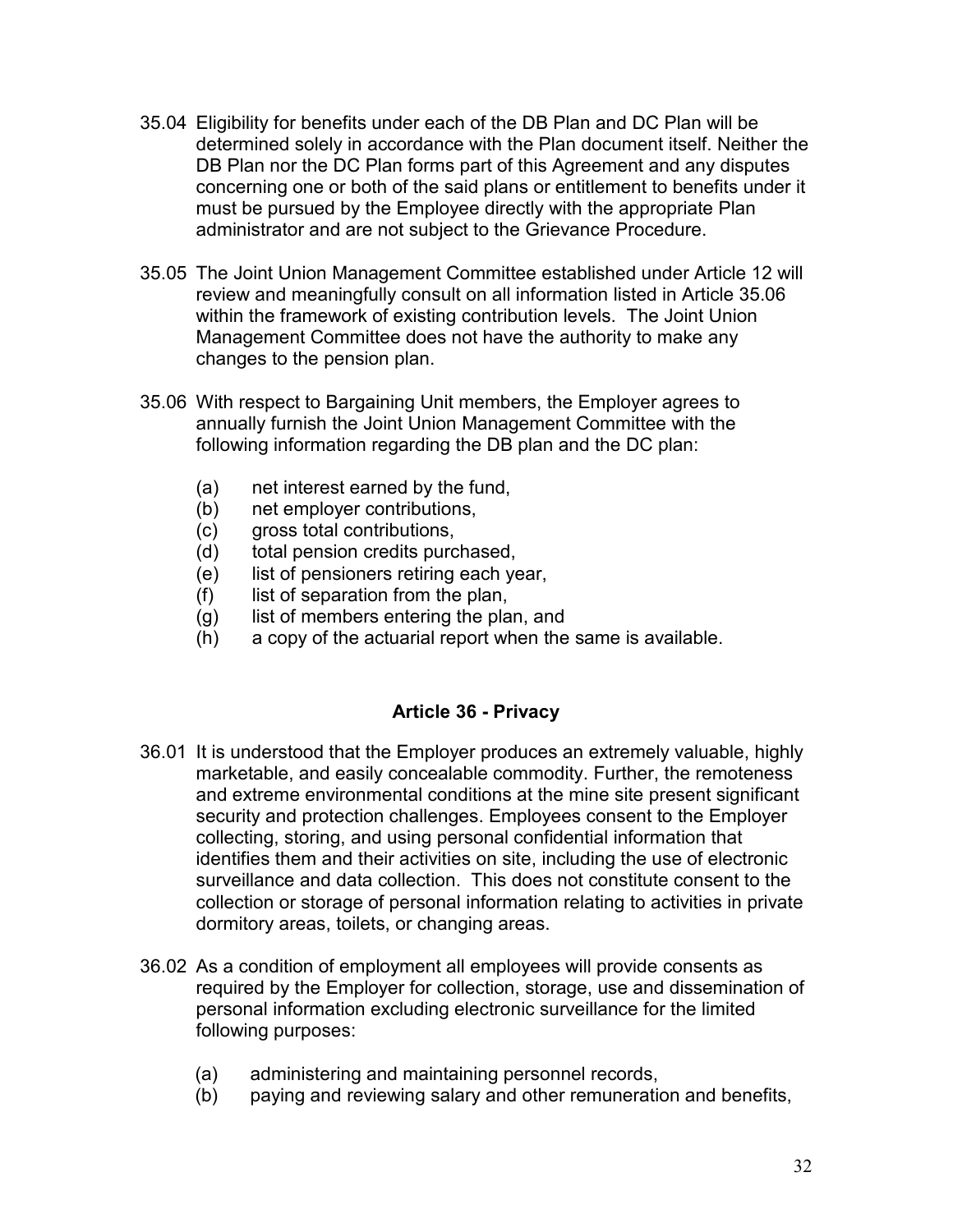35.04 Eligibility for benefits under each of the DB Plan and DC Plan will be determined solely in accordance with the Plan document itself. Neither the DB Plan nor the DC Plan forms part of this Agreement and any disputes concerning one or both of the said plans or entitlement to benefits under it must be pursued by the Employee directly with the appropriate Plan administrator and are not subject to the Grievance Procedure.

35.05 The Joint Union Management Committee established under Article 12 will review and meaningfully consult on all information listed in Article 35.06 within the framework of existing contribution levels. The Joint Union Management Committee does not have the authority to make any changes to the pension plan.

35.06 With respect to Bargaining Unit members, the Employer agrees to annually furnish the Joint Union Management Committee with the following information regarding the DB plan and the DC plan:

(a) net interest earned by the fund,
(b) net employer contributions,
(c) gross total contributions,
(d) total pension credits purchased,
(e) list of pensioners retiring each year,
(f) list of separation from the plan,
(g) list of members entering the plan, and
(h) a copy of the actuarial report when the same is available.

## Article 36 - Privacy

36.01 It is understood that the Employer produces an extremely valuable, highly marketable, and easily concealable commodity. Further, the remoteness and extreme environmental conditions at the mine site present significant security and protection challenges. Employees consent to the Employer collecting, storing, and using personal confidential information that identifies them and their activities on site, including the use of electronic surveillance and data collection. This does not constitute consent to the collection or storage of personal information relating to activities in private dormitory areas, toilets, or changing areas.

36.02 As a condition of employment all employees will provide consents as required by the Employer for collection, storage, use and dissemination of personal information excluding electronic surveillance for the limited following purposes:

(a) administering and maintaining personnel records,
(b) paying and reviewing salary and other remuneration and benefits,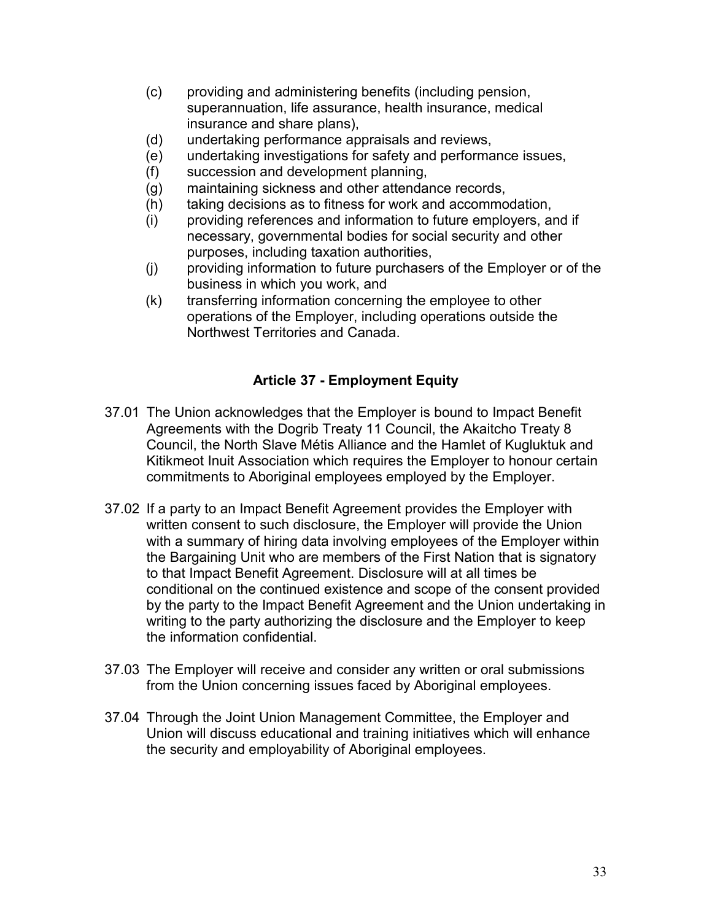(c) providing and administering benefits (including pension, superannuation, life assurance, health insurance, medical insurance and share plans),

(d) undertaking performance appraisals and reviews,

(e) undertaking investigations for safety and performance issues,

(f) succession and development planning,

(g) maintaining sickness and other attendance records,

(h) taking decisions as to fitness for work and accommodation,

(i) providing references and information to future employers, and if necessary, governmental bodies for social security and other purposes, including taxation authorities,

(j) providing information to future purchasers of the Employer or of the business in which you work, and

(k) transferring information concerning the employee to other operations of the Employer, including operations outside the Northwest Territories and Canada.

## Article 37 - Employment Equity

37.01 The Union acknowledges that the Employer is bound to Impact Benefit Agreements with the Dogrib Treaty 11 Council, the Akaitcho Treaty 8 Council, the North Slave Métis Alliance and the Hamlet of Kugluktuk and Kitikmeot Inuit Association which requires the Employer to honour certain commitments to Aboriginal employees employed by the Employer.

37.02 If a party to an Impact Benefit Agreement provides the Employer with written consent to such disclosure, the Employer will provide the Union with a summary of hiring data involving employees of the Employer within the Bargaining Unit who are members of the First Nation that is signatory to that Impact Benefit Agreement. Disclosure will at all times be conditional on the continued existence and scope of the consent provided by the party to the Impact Benefit Agreement and the Union undertaking in writing to the party authorizing the disclosure and the Employer to keep the information confidential.

37.03 The Employer will receive and consider any written or oral submissions from the Union concerning issues faced by Aboriginal employees.

37.04 Through the Joint Union Management Committee, the Employer and Union will discuss educational and training initiatives which will enhance the security and employability of Aboriginal employees.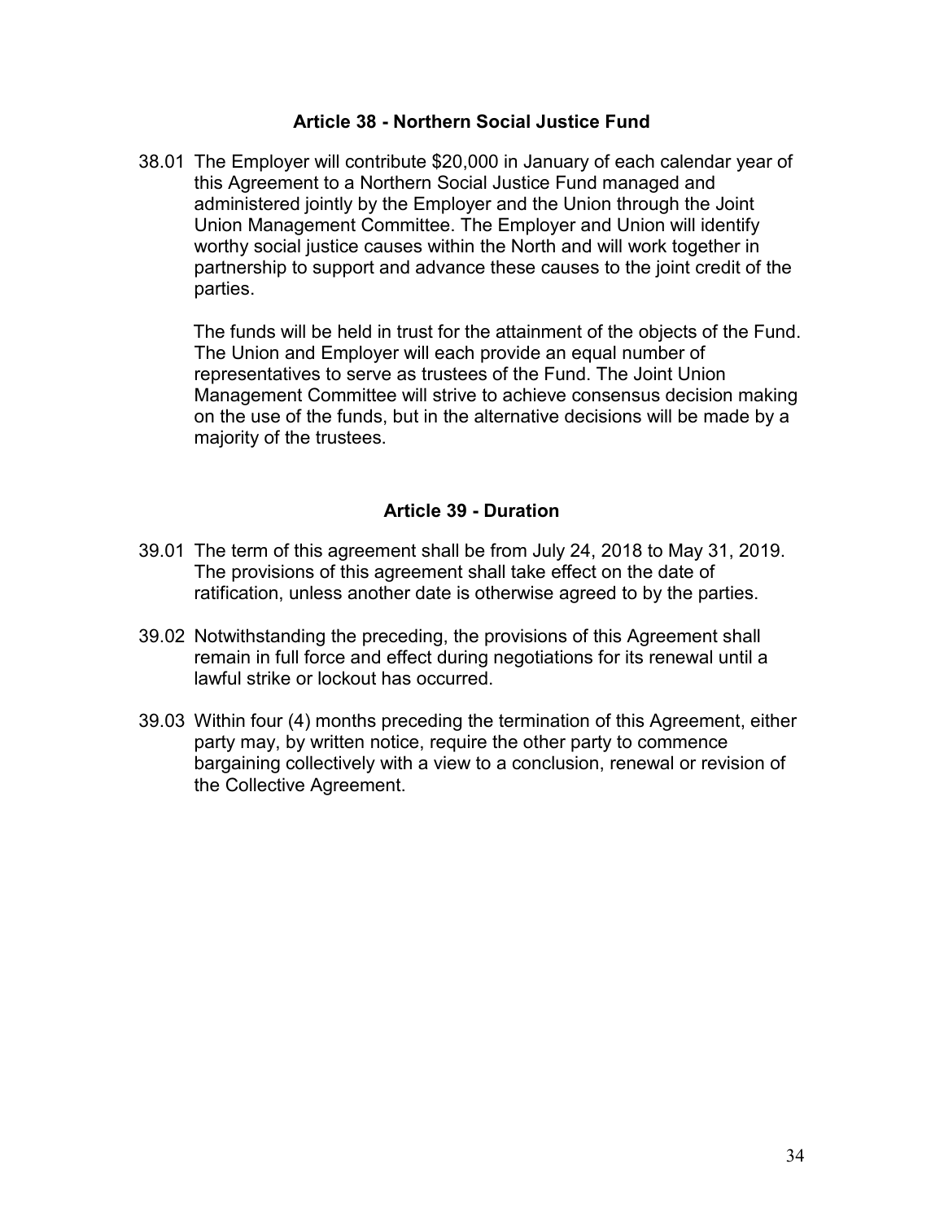## Article 38 - Northern Social Justice Fund

38.01 The Employer will contribute $20,000 in January of each calendar year of this Agreement to a Northern Social Justice Fund managed and administered jointly by the Employer and the Union through the Joint Union Management Committee. The Employer and Union will identify worthy social justice causes within the North and will work together in partnership to support and advance these causes to the joint credit of the parties.

The funds will be held in trust for the attainment of the objects of the Fund. The Union and Employer will each provide an equal number of representatives to serve as trustees of the Fund. The Joint Union Management Committee will strive to achieve consensus decision making on the use of the funds, but in the alternative decisions will be made by a majority of the trustees.

## Article 39 - Duration

39.01 The term of this agreement shall be from July 24, 2018 to May 31, 2019. The provisions of this agreement shall take effect on the date of ratification, unless another date is otherwise agreed to by the parties.

39.02 Notwithstanding the preceding, the provisions of this Agreement shall remain in full force and effect during negotiations for its renewal until a lawful strike or lockout has occurred.

39.03 Within four (4) months preceding the termination of this Agreement, either party may, by written notice, require the other party to commence bargaining collectively with a view to a conclusion, renewal or revision of the Collective Agreement.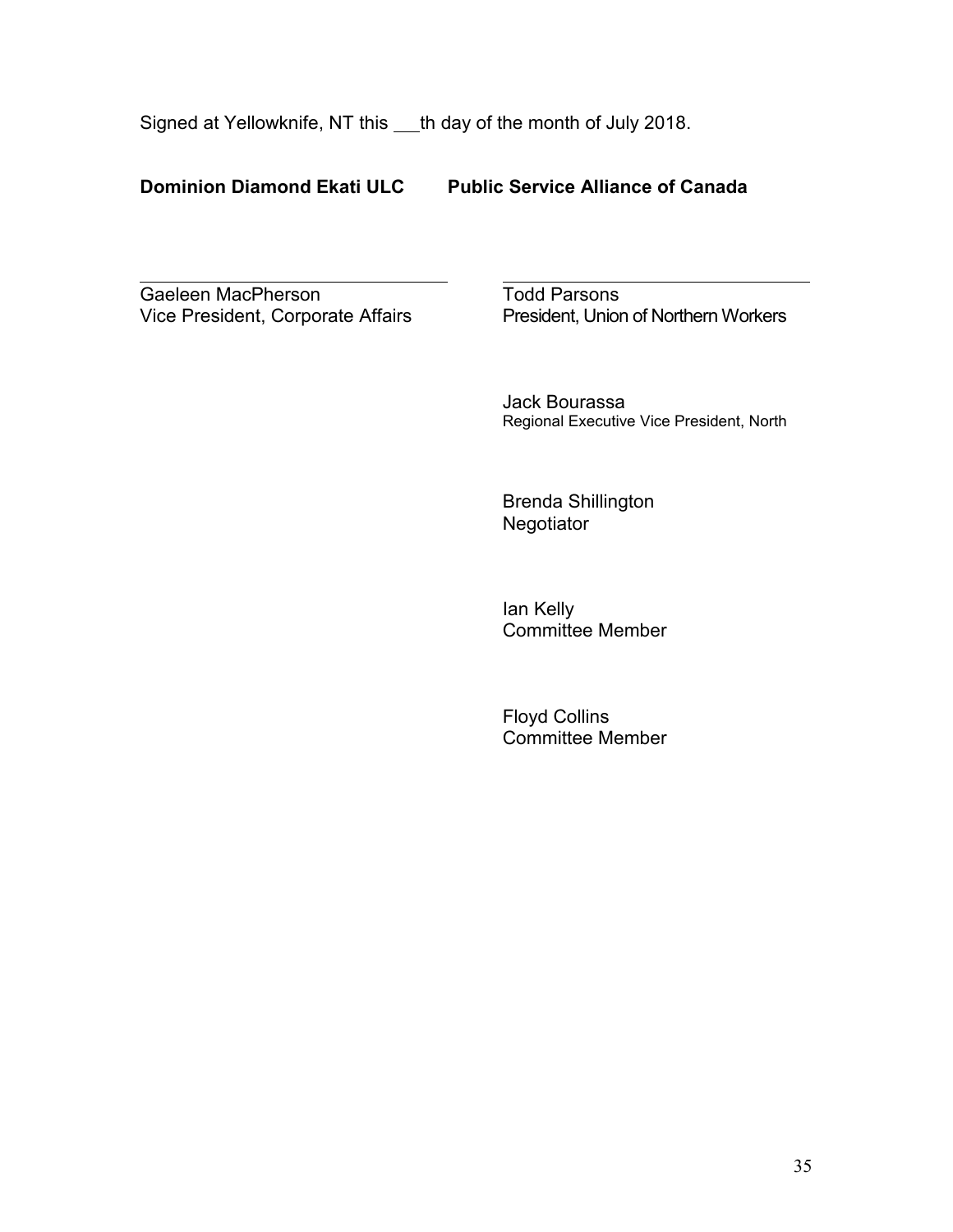Signed at Yellowknife, NT this ___th day of the month of July 2018.

| **Dominion Diamond Ekati ULC** | **Public Service Alliance of Canada** |
| --- | --- |
| ______________________________ | ______________________________ |
| Gaeleen MacPherson<br>Vice President, Corporate Affairs | Todd Parsons<br>President, Union of Northern Workers |
| | Jack Bourassa<br>Regional Executive Vice President, North |
| | Brenda Shillington<br>Negotiator |
| | Ian Kelly<br>Committee Member |
| | Floyd Collins<br>Committee Member |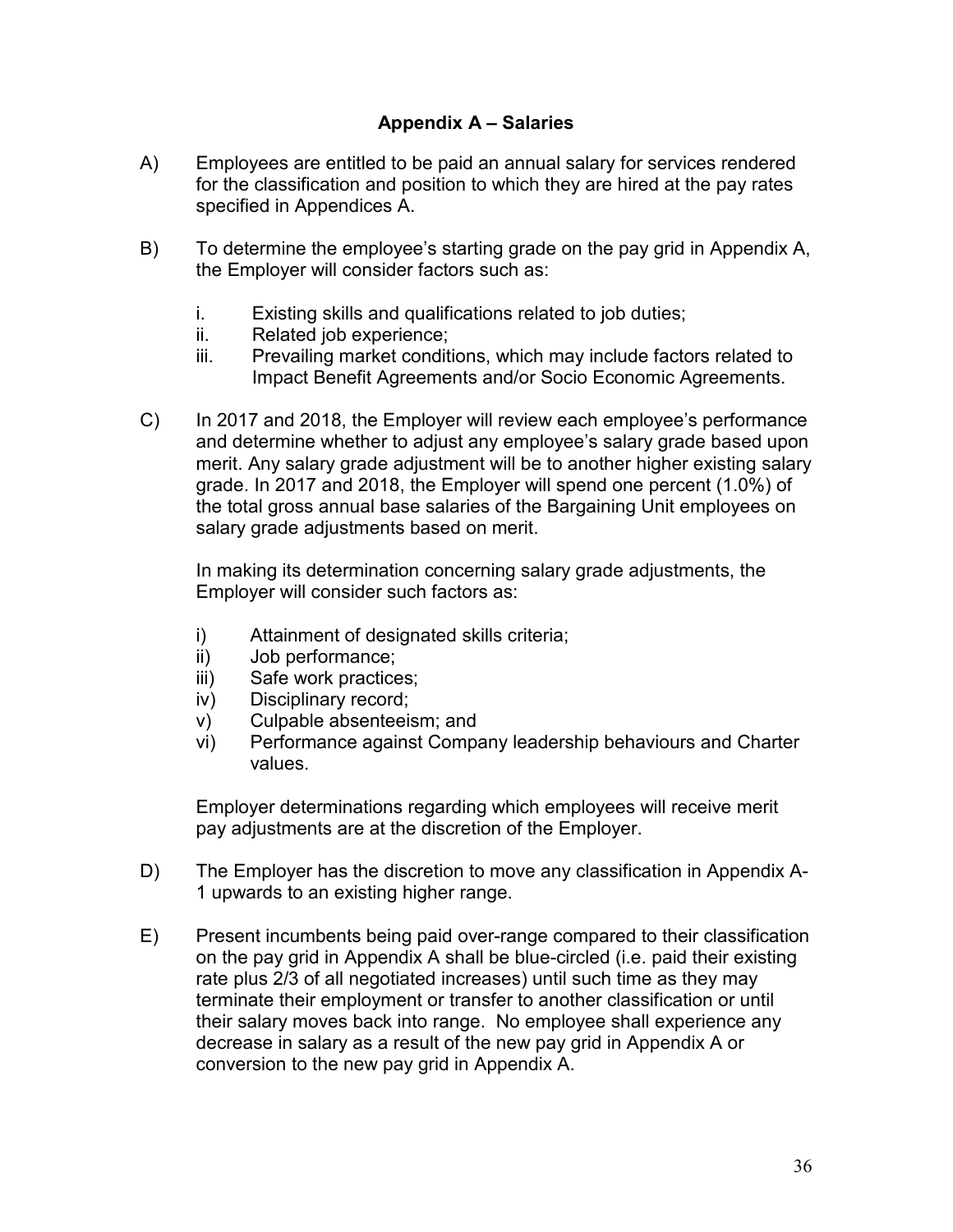## Appendix A – Salaries

A) Employees are entitled to be paid an annual salary for services rendered for the classification and position to which they are hired at the pay rates specified in Appendices A.

B) To determine the employee's starting grade on the pay grid in Appendix A, the Employer will consider factors such as:

   i. Existing skills and qualifications related to job duties;
   ii. Related job experience;
   iii. Prevailing market conditions, which may include factors related to Impact Benefit Agreements and/or Socio Economic Agreements.

C) In 2017 and 2018, the Employer will review each employee's performance and determine whether to adjust any employee's salary grade based upon merit. Any salary grade adjustment will be to another higher existing salary grade. In 2017 and 2018, the Employer will spend one percent (1.0%) of the total gross annual base salaries of the Bargaining Unit employees on salary grade adjustments based on merit.

   In making its determination concerning salary grade adjustments, the Employer will consider such factors as:

   i) Attainment of designated skills criteria;
   ii) Job performance;
   iii) Safe work practices;
   iv) Disciplinary record;
   v) Culpable absenteeism; and
   vi) Performance against Company leadership behaviours and Charter values.

   Employer determinations regarding which employees will receive merit pay adjustments are at the discretion of the Employer.

D) The Employer has the discretion to move any classification in Appendix A-1 upwards to an existing higher range.

E) Present incumbents being paid over-range compared to their classification on the pay grid in Appendix A shall be blue-circled (i.e. paid their existing rate plus 2/3 of all negotiated increases) until such time as they may terminate their employment or transfer to another classification or until their salary moves back into range. No employee shall experience any decrease in salary as a result of the new pay grid in Appendix A or conversion to the new pay grid in Appendix A.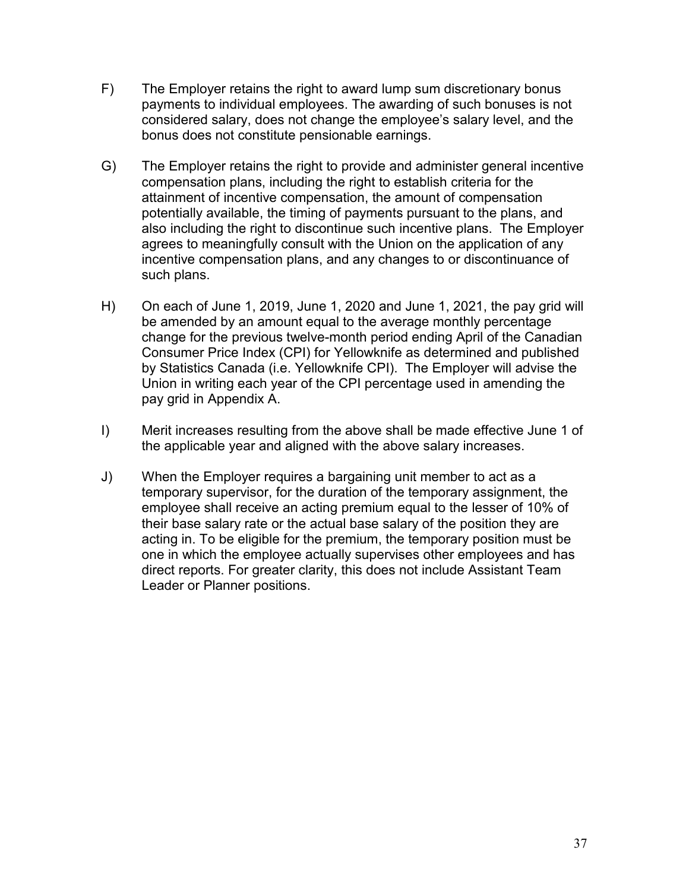F) The Employer retains the right to award lump sum discretionary bonus payments to individual employees. The awarding of such bonuses is not considered salary, does not change the employee's salary level, and the bonus does not constitute pensionable earnings.

G) The Employer retains the right to provide and administer general incentive compensation plans, including the right to establish criteria for the attainment of incentive compensation, the amount of compensation potentially available, the timing of payments pursuant to the plans, and also including the right to discontinue such incentive plans. The Employer agrees to meaningfully consult with the Union on the application of any incentive compensation plans, and any changes to or discontinuance of such plans.

H) On each of June 1, 2019, June 1, 2020 and June 1, 2021, the pay grid will be amended by an amount equal to the average monthly percentage change for the previous twelve-month period ending April of the Canadian Consumer Price Index (CPI) for Yellowknife as determined and published by Statistics Canada (i.e. Yellowknife CPI). The Employer will advise the Union in writing each year of the CPI percentage used in amending the pay grid in Appendix A.

I) Merit increases resulting from the above shall be made effective June 1 of the applicable year and aligned with the above salary increases.

J) When the Employer requires a bargaining unit member to act as a temporary supervisor, for the duration of the temporary assignment, the employee shall receive an acting premium equal to the lesser of 10% of their base salary rate or the actual base salary of the position they are acting in. To be eligible for the premium, the temporary position must be one in which the employee actually supervises other employees and has direct reports. For greater clarity, this does not include Assistant Team Leader or Planner positions.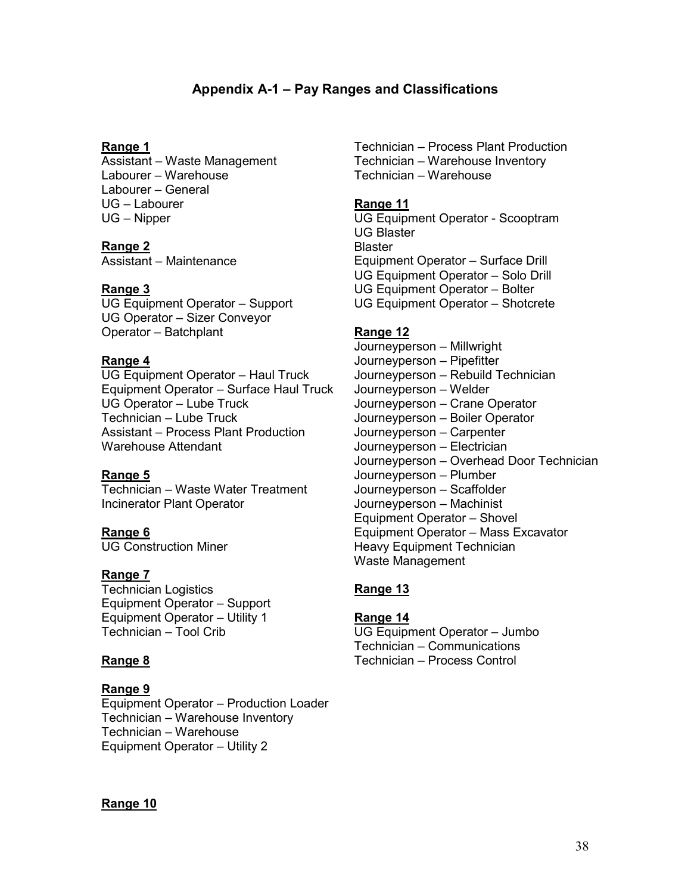## Appendix A-1 – Pay Ranges and Classifications

**Range 1**

Assistant – Waste Management
Labourer – Warehouse
Labourer – General
UG – Labourer
UG – Nipper

**Range 2**

Assistant – Maintenance

**Range 3**

UG Equipment Operator – Support
UG Operator – Sizer Conveyor
Operator – Batchplant

**Range 4**

UG Equipment Operator – Haul Truck
Equipment Operator – Surface Haul Truck
UG Operator – Lube Truck
Technician – Lube Truck
Assistant – Process Plant Production
Warehouse Attendant

**Range 5**

Technician – Waste Water Treatment
Incinerator Plant Operator

**Range 6**

UG Construction Miner

**Range 7**

Technician Logistics
Equipment Operator – Support
Equipment Operator – Utility 1
Technician – Tool Crib

**Range 8**

**Range 9**

Equipment Operator – Production Loader
Technician – Warehouse Inventory
Technician – Warehouse
Equipment Operator – Utility 2

**Range 10**

Technician – Process Plant Production
Technician – Warehouse Inventory
Technician – Warehouse

**Range 11**

UG Equipment Operator - Scooptram
UG Blaster
Blaster
Equipment Operator – Surface Drill
UG Equipment Operator – Solo Drill
UG Equipment Operator – Bolter
UG Equipment Operator – Shotcrete

**Range 12**

Journeyperson – Millwright
Journeyperson – Pipefitter
Journeyperson – Rebuild Technician
Journeyperson – Welder
Journeyperson – Crane Operator
Journeyperson – Boiler Operator
Journeyperson – Carpenter
Journeyperson – Electrician
Journeyperson – Overhead Door Technician
Journeyperson – Plumber
Journeyperson – Scaffolder
Journeyperson – Machinist
Equipment Operator – Shovel
Equipment Operator – Mass Excavator
Heavy Equipment Technician
Waste Management

**Range 13**

**Range 14**

UG Equipment Operator – Jumbo
Technician – Communications
Technician – Process Control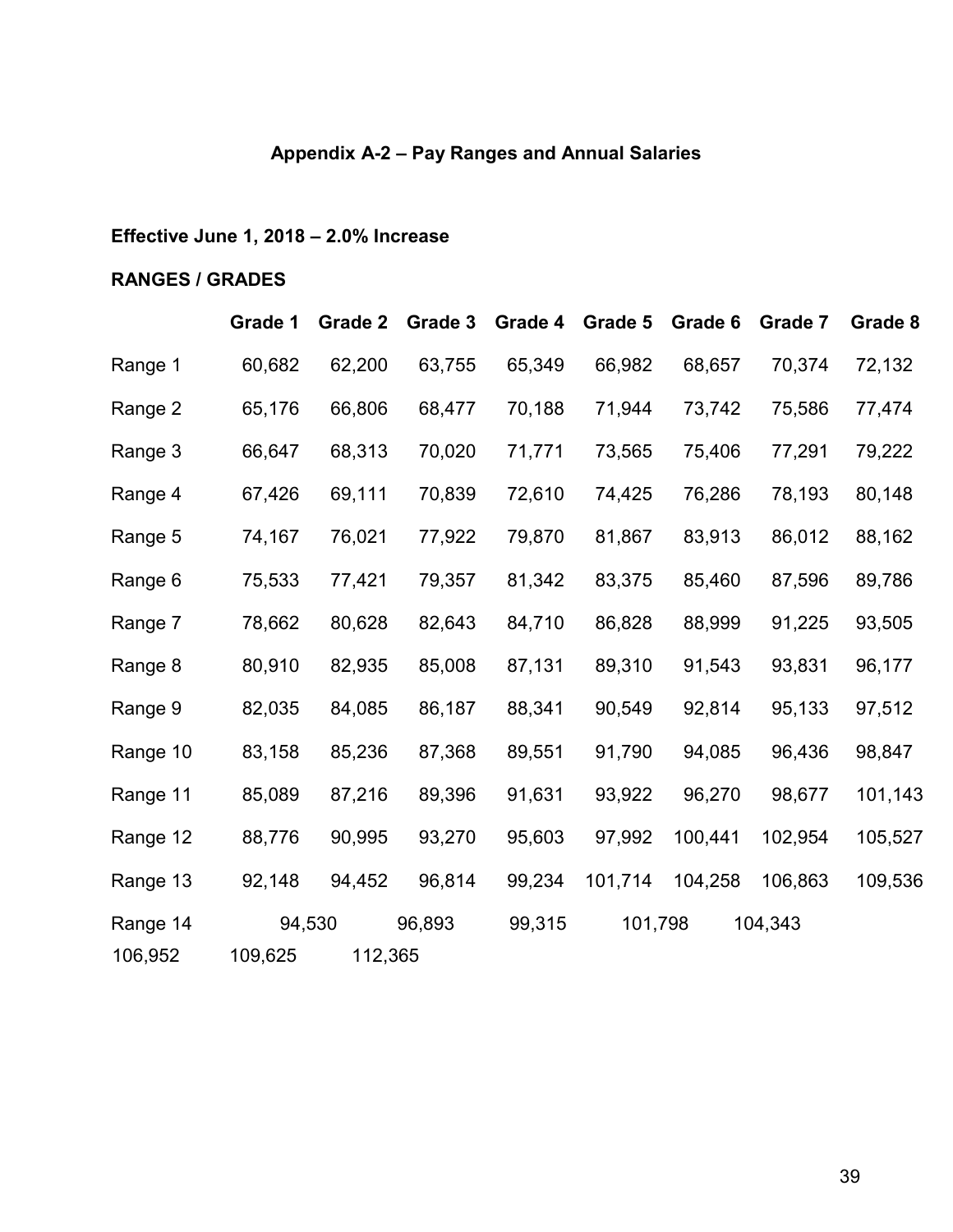**Appendix A-2 – Pay Ranges and Annual Salaries**

**Effective June 1, 2018 – 2.0% Increase**

**RANGES / GRADES**

| | Grade 1 | Grade 2 | Grade 3 | Grade 4 | Grade 5 | Grade 6 | Grade 7 | Grade 8 |
|---|---|---|---|---|---|---|---|---|
| Range 1 | 60,682 | 62,200 | 63,755 | 65,349 | 66,982 | 68,657 | 70,374 | 72,132 |
| Range 2 | 65,176 | 66,806 | 68,477 | 70,188 | 71,944 | 73,742 | 75,586 | 77,474 |
| Range 3 | 66,647 | 68,313 | 70,020 | 71,771 | 73,565 | 75,406 | 77,291 | 79,222 |
| Range 4 | 67,426 | 69,111 | 70,839 | 72,610 | 74,425 | 76,286 | 78,193 | 80,148 |
| Range 5 | 74,167 | 76,021 | 77,922 | 79,870 | 81,867 | 83,913 | 86,012 | 88,162 |
| Range 6 | 75,533 | 77,421 | 79,357 | 81,342 | 83,375 | 85,460 | 87,596 | 89,786 |
| Range 7 | 78,662 | 80,628 | 82,643 | 84,710 | 86,828 | 88,999 | 91,225 | 93,505 |
| Range 8 | 80,910 | 82,935 | 85,008 | 87,131 | 89,310 | 91,543 | 93,831 | 96,177 |
| Range 9 | 82,035 | 84,085 | 86,187 | 88,341 | 90,549 | 92,814 | 95,133 | 97,512 |
| Range 10 | 83,158 | 85,236 | 87,368 | 89,551 | 91,790 | 94,085 | 96,436 | 98,847 |
| Range 11 | 85,089 | 87,216 | 89,396 | 91,631 | 93,922 | 96,270 | 98,677 | 101,143 |
| Range 12 | 88,776 | 90,995 | 93,270 | 95,603 | 97,992 | 100,441 | 102,954 | 105,527 |
| Range 13 | 92,148 | 94,452 | 96,814 | 99,234 | 101,714 | 104,258 | 106,863 | 109,536 |
| Range 14 | 94,530 | 96,893 | 99,315 | 101,798 | 104,343 | 106,952 | 109,625 | 112,365 |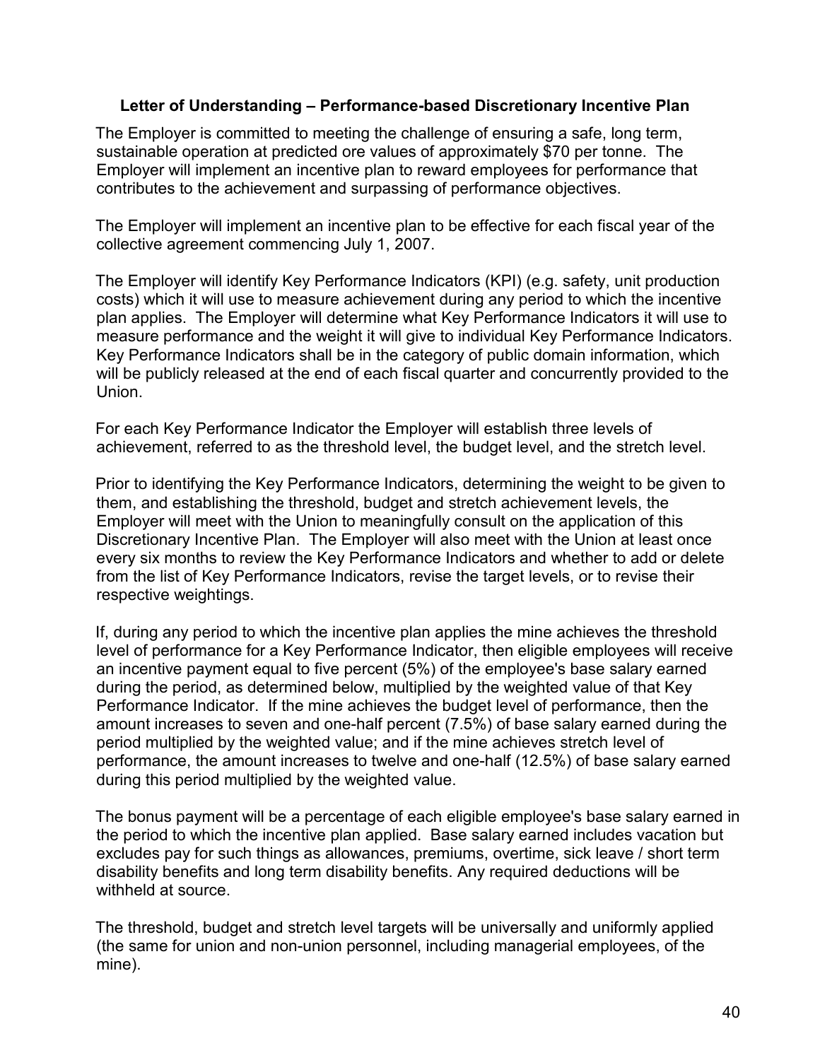### Letter of Understanding – Performance-based Discretionary Incentive Plan

The Employer is committed to meeting the challenge of ensuring a safe, long term, sustainable operation at predicted ore values of approximately $70 per tonne. The Employer will implement an incentive plan to reward employees for performance that contributes to the achievement and surpassing of performance objectives.

The Employer will implement an incentive plan to be effective for each fiscal year of the collective agreement commencing July 1, 2007.

The Employer will identify Key Performance Indicators (KPI) (e.g. safety, unit production costs) which it will use to measure achievement during any period to which the incentive plan applies. The Employer will determine what Key Performance Indicators it will use to measure performance and the weight it will give to individual Key Performance Indicators. Key Performance Indicators shall be in the category of public domain information, which will be publicly released at the end of each fiscal quarter and concurrently provided to the Union.

For each Key Performance Indicator the Employer will establish three levels of achievement, referred to as the threshold level, the budget level, and the stretch level.

Prior to identifying the Key Performance Indicators, determining the weight to be given to them, and establishing the threshold, budget and stretch achievement levels, the Employer will meet with the Union to meaningfully consult on the application of this Discretionary Incentive Plan. The Employer will also meet with the Union at least once every six months to review the Key Performance Indicators and whether to add or delete from the list of Key Performance Indicators, revise the target levels, or to revise their respective weightings.

If, during any period to which the incentive plan applies the mine achieves the threshold level of performance for a Key Performance Indicator, then eligible employees will receive an incentive payment equal to five percent (5%) of the employee's base salary earned during the period, as determined below, multiplied by the weighted value of that Key Performance Indicator. If the mine achieves the budget level of performance, then the amount increases to seven and one-half percent (7.5%) of base salary earned during the period multiplied by the weighted value; and if the mine achieves stretch level of performance, the amount increases to twelve and one-half (12.5%) of base salary earned during this period multiplied by the weighted value.

The bonus payment will be a percentage of each eligible employee's base salary earned in the period to which the incentive plan applied. Base salary earned includes vacation but excludes pay for such things as allowances, premiums, overtime, sick leave / short term disability benefits and long term disability benefits. Any required deductions will be withheld at source.

The threshold, budget and stretch level targets will be universally and uniformly applied (the same for union and non-union personnel, including managerial employees, of the mine).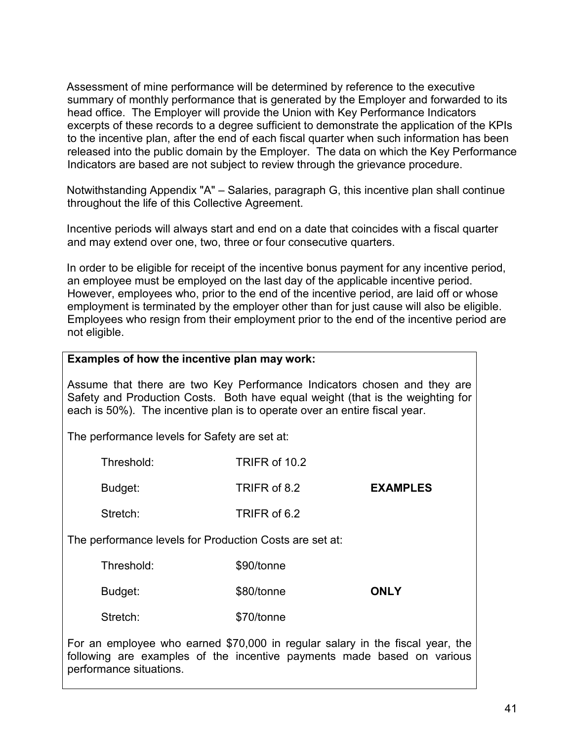Assessment of mine performance will be determined by reference to the executive summary of monthly performance that is generated by the Employer and forwarded to its head office. The Employer will provide the Union with Key Performance Indicators excerpts of these records to a degree sufficient to demonstrate the application of the KPIs to the incentive plan, after the end of each fiscal quarter when such information has been released into the public domain by the Employer. The data on which the Key Performance Indicators are based are not subject to review through the grievance procedure.

Notwithstanding Appendix "A" – Salaries, paragraph G, this incentive plan shall continue throughout the life of this Collective Agreement.

Incentive periods will always start and end on a date that coincides with a fiscal quarter and may extend over one, two, three or four consecutive quarters.

In order to be eligible for receipt of the incentive bonus payment for any incentive period, an employee must be employed on the last day of the applicable incentive period. However, employees who, prior to the end of the incentive period, are laid off or whose employment is terminated by the employer other than for just cause will also be eligible. Employees who resign from their employment prior to the end of the incentive period are not eligible.

**Examples of how the incentive plan may work:**

Assume that there are two Key Performance Indicators chosen and they are Safety and Production Costs. Both have equal weight (that is the weighting for each is 50%). The incentive plan is to operate over an entire fiscal year.

The performance levels for Safety are set at:

| | | |
|---|---|---|
| Threshold: | TRIFR of 10.2 | |
| Budget: | TRIFR of 8.2 | **EXAMPLES** |
| Stretch: | TRIFR of 6.2 | |

The performance levels for Production Costs are set at:

| | | |
|---|---|---|
| Threshold: | $90/tonne | |
| Budget: | $80/tonne | **ONLY** |
| Stretch: | $70/tonne | |

For an employee who earned $70,000 in regular salary in the fiscal year, the following are examples of the incentive payments made based on various performance situations.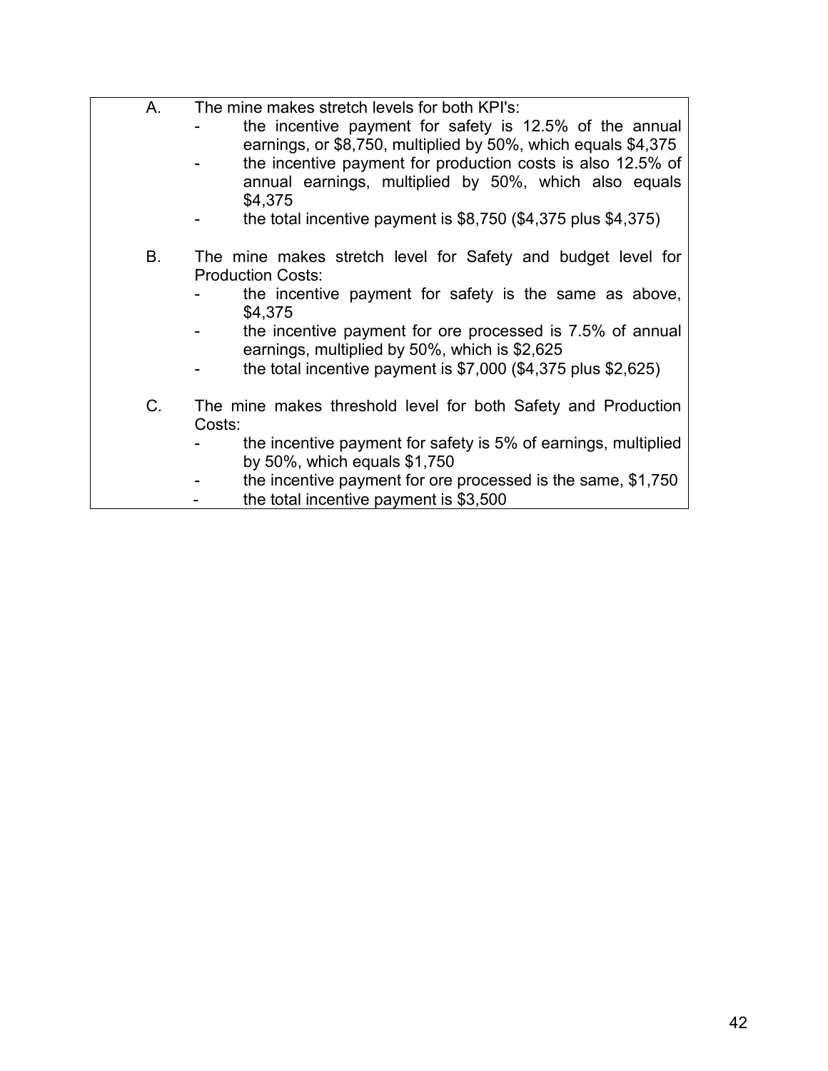A. The mine makes stretch levels for both KPI's:
   - the incentive payment for safety is 12.5% of the annual earnings, or $8,750, multiplied by 50%, which equals $4,375
   - the incentive payment for production costs is also 12.5% of annual earnings, multiplied by 50%, which also equals $4,375
   - the total incentive payment is $8,750 ($4,375 plus $4,375)

B. The mine makes stretch level for Safety and budget level for Production Costs:
   - the incentive payment for safety is the same as above, $4,375
   - the incentive payment for ore processed is 7.5% of annual earnings, multiplied by 50%, which is $2,625
   - the total incentive payment is $7,000 ($4,375 plus $2,625)

C. The mine makes threshold level for both Safety and Production Costs:
   - the incentive payment for safety is 5% of earnings, multiplied by 50%, which equals $1,750
   - the incentive payment for ore processed is the same, $1,750
   - the total incentive payment is $3,500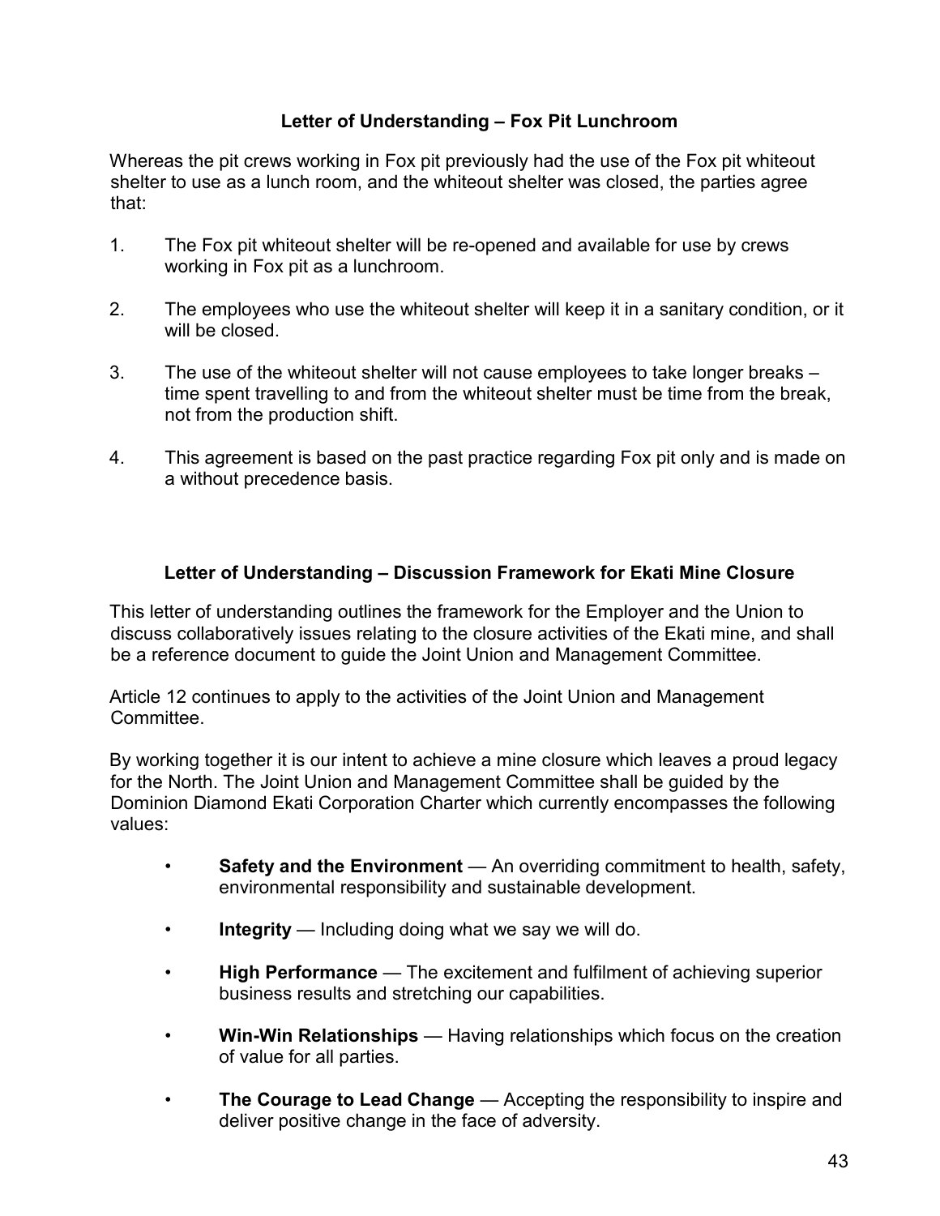## Letter of Understanding – Fox Pit Lunchroom

Whereas the pit crews working in Fox pit previously had the use of the Fox pit whiteout shelter to use as a lunch room, and the whiteout shelter was closed, the parties agree that:

1. The Fox pit whiteout shelter will be re-opened and available for use by crews working in Fox pit as a lunchroom.

2. The employees who use the whiteout shelter will keep it in a sanitary condition, or it will be closed.

3. The use of the whiteout shelter will not cause employees to take longer breaks – time spent travelling to and from the whiteout shelter must be time from the break, not from the production shift.

4. This agreement is based on the past practice regarding Fox pit only and is made on a without precedence basis.

## Letter of Understanding – Discussion Framework for Ekati Mine Closure

This letter of understanding outlines the framework for the Employer and the Union to discuss collaboratively issues relating to the closure activities of the Ekati mine, and shall be a reference document to guide the Joint Union and Management Committee.

Article 12 continues to apply to the activities of the Joint Union and Management Committee.

By working together it is our intent to achieve a mine closure which leaves a proud legacy for the North. The Joint Union and Management Committee shall be guided by the Dominion Diamond Ekati Corporation Charter which currently encompasses the following values:

- **Safety and the Environment** — An overriding commitment to health, safety, environmental responsibility and sustainable development.
- **Integrity** — Including doing what we say we will do.
- **High Performance** — The excitement and fulfilment of achieving superior business results and stretching our capabilities.
- **Win-Win Relationships** — Having relationships which focus on the creation of value for all parties.
- **The Courage to Lead Change** — Accepting the responsibility to inspire and deliver positive change in the face of adversity.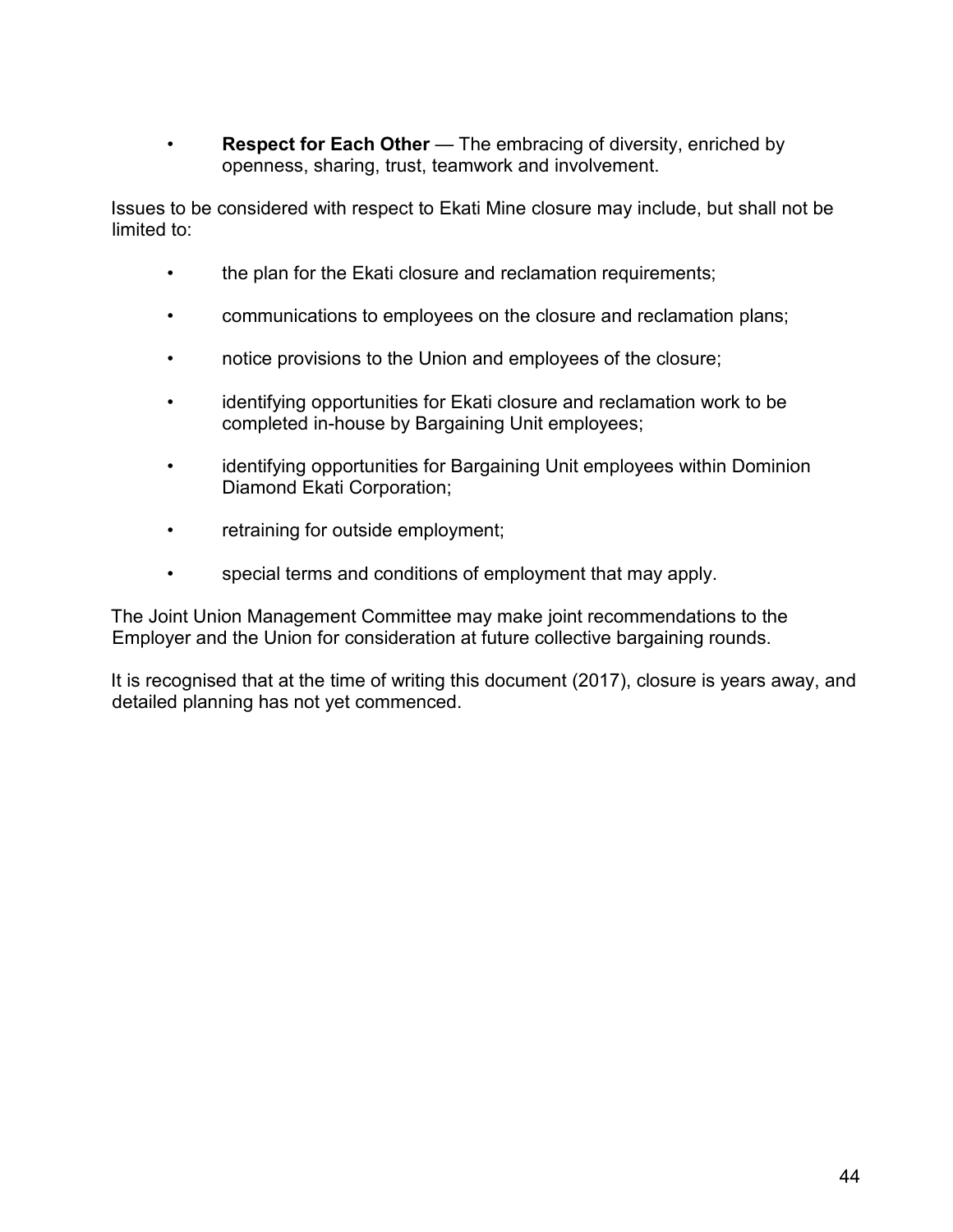- **Respect for Each Other** — The embracing of diversity, enriched by openness, sharing, trust, teamwork and involvement.

Issues to be considered with respect to Ekati Mine closure may include, but shall not be limited to:

- the plan for the Ekati closure and reclamation requirements;
- communications to employees on the closure and reclamation plans;
- notice provisions to the Union and employees of the closure;
- identifying opportunities for Ekati closure and reclamation work to be completed in-house by Bargaining Unit employees;
- identifying opportunities for Bargaining Unit employees within Dominion Diamond Ekati Corporation;
- retraining for outside employment;
- special terms and conditions of employment that may apply.

The Joint Union Management Committee may make joint recommendations to the Employer and the Union for consideration at future collective bargaining rounds.

It is recognised that at the time of writing this document (2017), closure is years away, and detailed planning has not yet commenced.